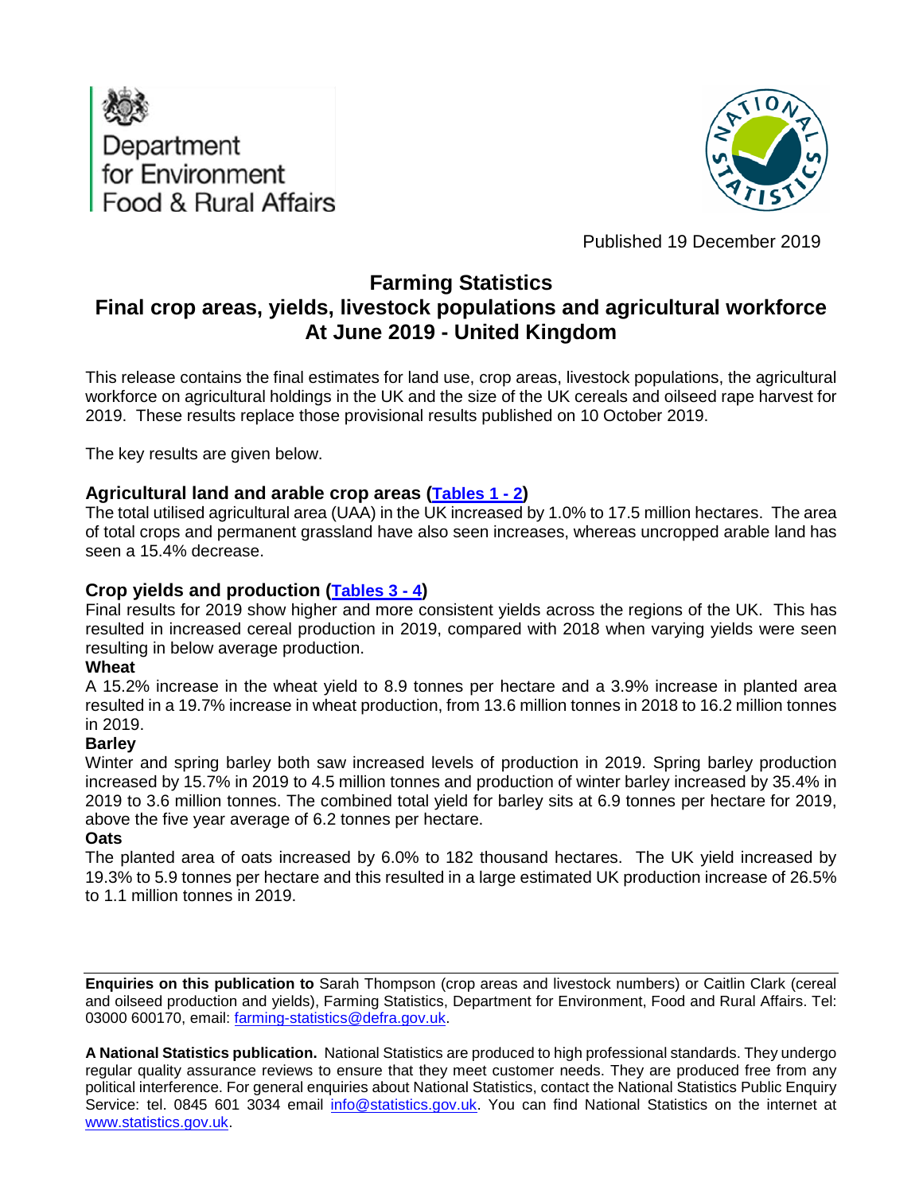Department for Environment Food & Rural Affairs

Published 19 December 2019

# Farming Statistics
# Final crop areas, yields, livestock populations and agricultural workforce At June 2019 - United Kingdom

This release contains the final estimates for land use, crop areas, livestock populations, the agricultural workforce on agricultural holdings in the UK and the size of the UK cereals and oilseed rape harvest for 2019. These results replace those provisional results published on 10 October 2019.

The key results are given below.

## Agricultural land and arable crop areas (Tables 1 - 2)

The total utilised agricultural area (UAA) in the UK increased by 1.0% to 17.5 million hectares. The area of total crops and permanent grassland have also seen increases, whereas uncropped arable land has seen a 15.4% decrease.

## Crop yields and production (Tables 3 - 4)

Final results for 2019 show higher and more consistent yields across the regions of the UK. This has resulted in increased cereal production in 2019, compared with 2018 when varying yields were seen resulting in below average production.

**Wheat**

A 15.2% increase in the wheat yield to 8.9 tonnes per hectare and a 3.9% increase in planted area resulted in a 19.7% increase in wheat production, from 13.6 million tonnes in 2018 to 16.2 million tonnes in 2019.

**Barley**

Winter and spring barley both saw increased levels of production in 2019. Spring barley production increased by 15.7% in 2019 to 4.5 million tonnes and production of winter barley increased by 35.4% in 2019 to 3.6 million tonnes. The combined total yield for barley sits at 6.9 tonnes per hectare for 2019, above the five year average of 6.2 tonnes per hectare.

**Oats**

The planted area of oats increased by 6.0% to 182 thousand hectares. The UK yield increased by 19.3% to 5.9 tonnes per hectare and this resulted in a large estimated UK production increase of 26.5% to 1.1 million tonnes in 2019.

---

**Enquiries on this publication to** Sarah Thompson (crop areas and livestock numbers) or Caitlin Clark (cereal and oilseed production and yields), Farming Statistics, Department for Environment, Food and Rural Affairs. Tel: 03000 600170, email: farming-statistics@defra.gov.uk.

**A National Statistics publication.** National Statistics are produced to high professional standards. They undergo regular quality assurance reviews to ensure that they meet customer needs. They are produced free from any political interference. For general enquiries about National Statistics, contact the National Statistics Public Enquiry Service: tel. 0845 601 3034 email info@statistics.gov.uk. You can find National Statistics on the internet at www.statistics.gov.uk.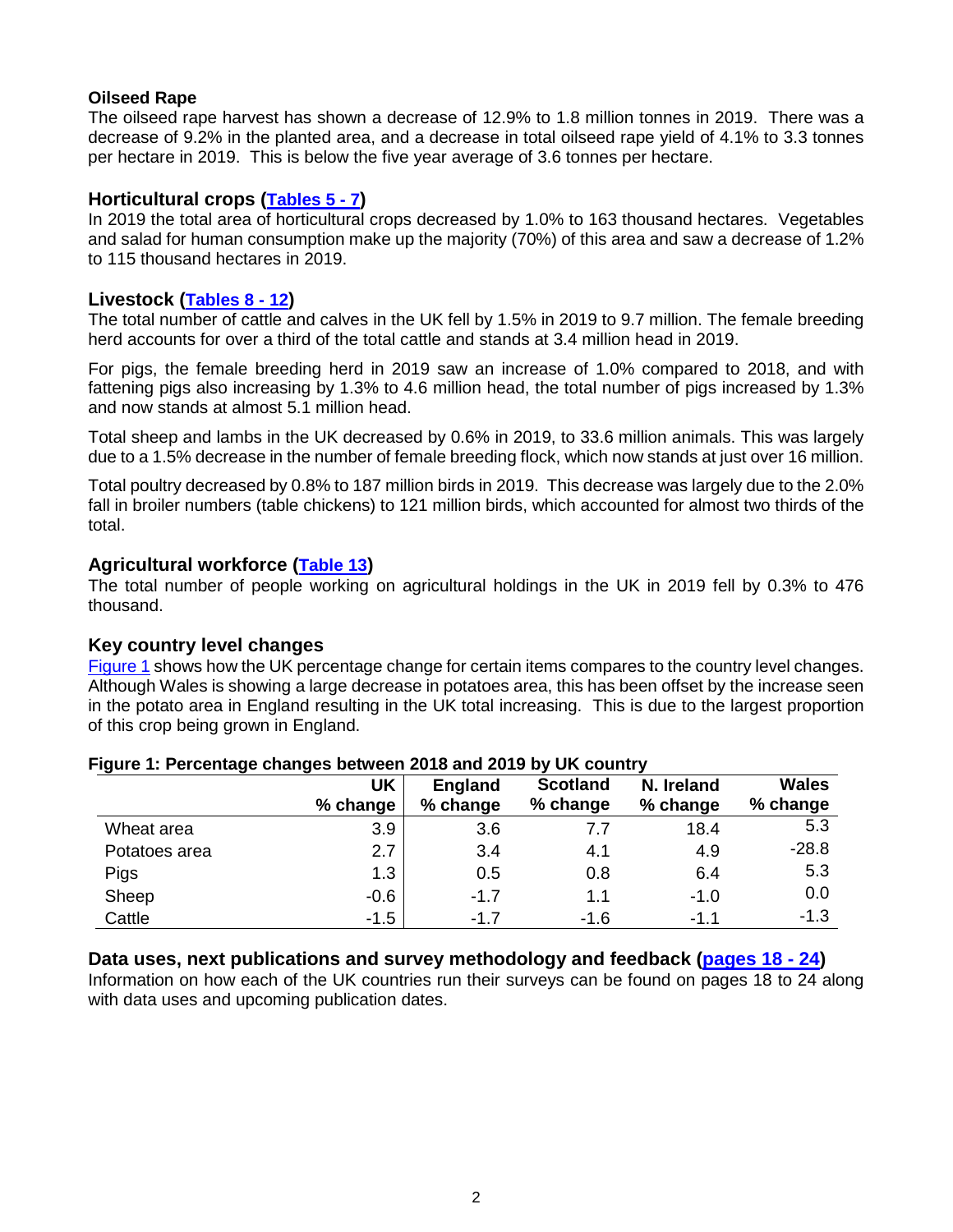### Oilseed Rape

The oilseed rape harvest has shown a decrease of 12.9% to 1.8 million tonnes in 2019. There was a decrease of 9.2% in the planted area, and a decrease in total oilseed rape yield of 4.1% to 3.3 tonnes per hectare in 2019. This is below the five year average of 3.6 tonnes per hectare.

## Horticultural crops (Tables 5 - 7)

In 2019 the total area of horticultural crops decreased by 1.0% to 163 thousand hectares. Vegetables and salad for human consumption make up the majority (70%) of this area and saw a decrease of 1.2% to 115 thousand hectares in 2019.

## Livestock (Tables 8 - 12)

The total number of cattle and calves in the UK fell by 1.5% in 2019 to 9.7 million. The female breeding herd accounts for over a third of the total cattle and stands at 3.4 million head in 2019.

For pigs, the female breeding herd in 2019 saw an increase of 1.0% compared to 2018, and with fattening pigs also increasing by 1.3% to 4.6 million head, the total number of pigs increased by 1.3% and now stands at almost 5.1 million head.

Total sheep and lambs in the UK decreased by 0.6% in 2019, to 33.6 million animals. This was largely due to a 1.5% decrease in the number of female breeding flock, which now stands at just over 16 million.

Total poultry decreased by 0.8% to 187 million birds in 2019. This decrease was largely due to the 2.0% fall in broiler numbers (table chickens) to 121 million birds, which accounted for almost two thirds of the total.

## Agricultural workforce (Table 13)

The total number of people working on agricultural holdings in the UK in 2019 fell by 0.3% to 476 thousand.

## Key country level changes

Figure 1 shows how the UK percentage change for certain items compares to the country level changes. Although Wales is showing a large decrease in potatoes area, this has been offset by the increase seen in the potato area in England resulting in the UK total increasing. This is due to the largest proportion of this crop being grown in England.

**Figure 1: Percentage changes between 2018 and 2019 by UK country**

| | UK % change | England % change | Scotland % change | N. Ireland % change | Wales % change |
|---|---|---|---|---|---|
| Wheat area | 3.9 | 3.6 | 7.7 | 18.4 | 5.3 |
| Potatoes area | 2.7 | 3.4 | 4.1 | 4.9 | -28.8 |
| Pigs | 1.3 | 0.5 | 0.8 | 6.4 | 5.3 |
| Sheep | -0.6 | -1.7 | 1.1 | -1.0 | 0.0 |
| Cattle | -1.5 | -1.7 | -1.6 | -1.1 | -1.3 |

## Data uses, next publications and survey methodology and feedback (pages 18 - 24)

Information on how each of the UK countries run their surveys can be found on pages 18 to 24 along with data uses and upcoming publication dates.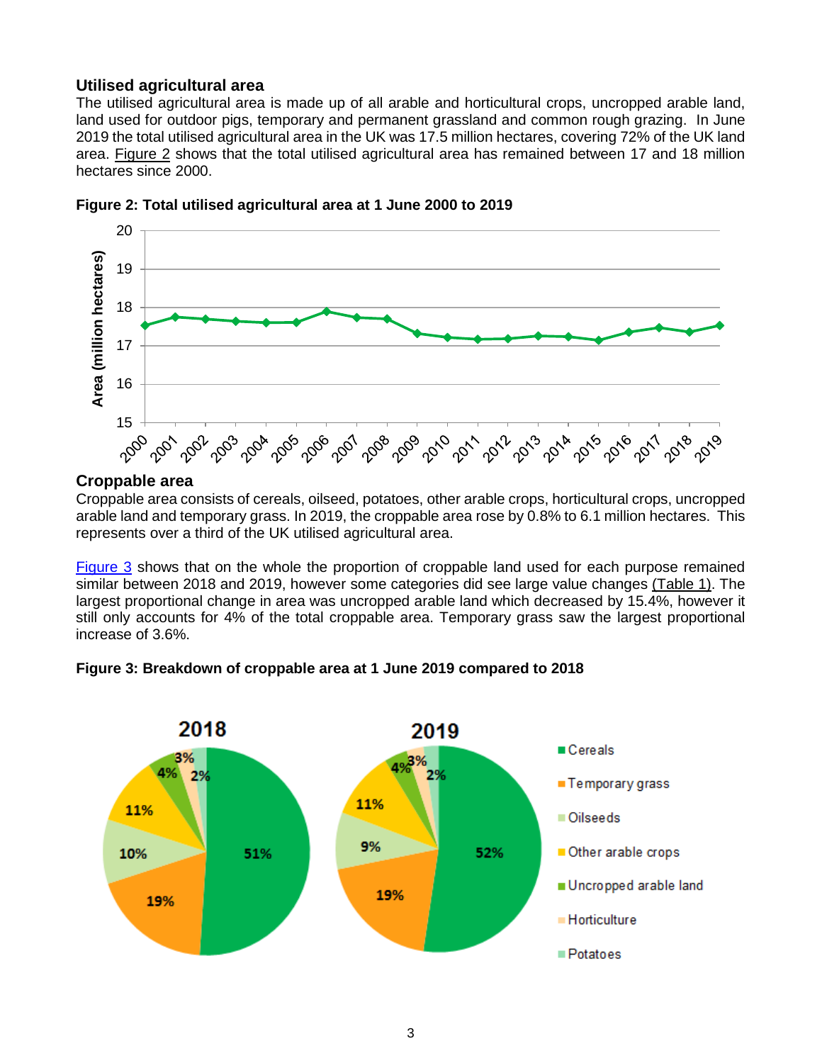## Utilised agricultural area

The utilised agricultural area is made up of all arable and horticultural crops, uncropped arable land, land used for outdoor pigs, temporary and permanent grassland and common rough grazing. In June 2019 the total utilised agricultural area in the UK was 17.5 million hectares, covering 72% of the UK land area. Figure 2 shows that the total utilised agricultural area has remained between 17 and 18 million hectares since 2000.

**Figure 2: Total utilised agricultural area at 1 June 2000 to 2019**

## Croppable area

Croppable area consists of cereals, oilseed, potatoes, other arable crops, horticultural crops, uncropped arable land and temporary grass. In 2019, the croppable area rose by 0.8% to 6.1 million hectares. This represents over a third of the UK utilised agricultural area.

Figure 3 shows that on the whole the proportion of croppable land used for each purpose remained similar between 2018 and 2019, however some categories did see large value changes (Table 1). The largest proportional change in area was uncropped arable land which decreased by 15.4%, however it still only accounts for 4% of the total croppable area. Temporary grass saw the largest proportional increase of 3.6%.

**Figure 3: Breakdown of croppable area at 1 June 2019 compared to 2018**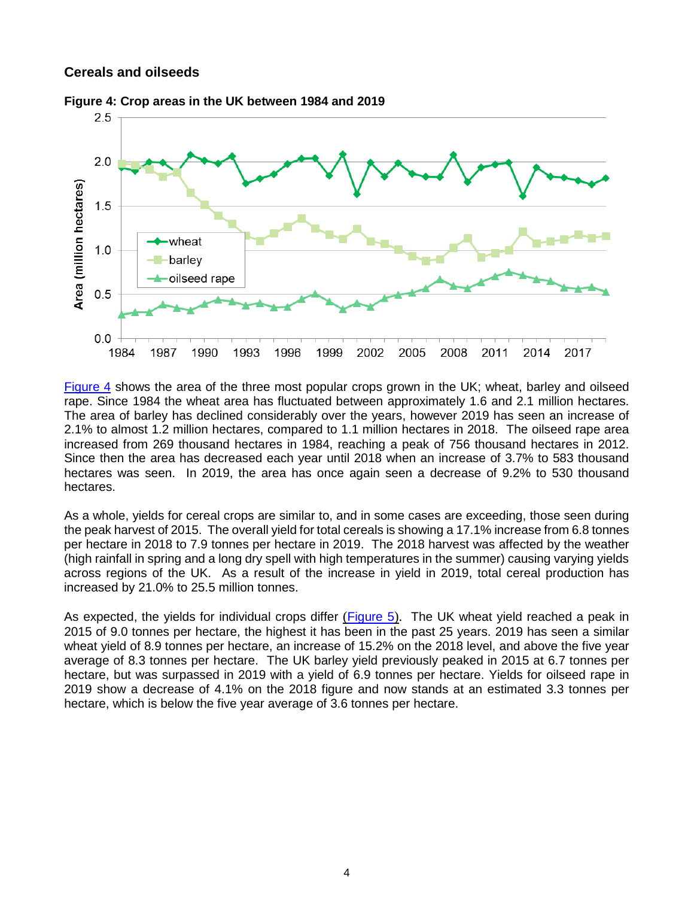## Cereals and oilseeds

**Figure 4: Crop areas in the UK between 1984 and 2019**

Figure 4 shows the area of the three most popular crops grown in the UK; wheat, barley and oilseed rape. Since 1984 the wheat area has fluctuated between approximately 1.6 and 2.1 million hectares. The area of barley has declined considerably over the years, however 2019 has seen an increase of 2.1% to almost 1.2 million hectares, compared to 1.1 million hectares in 2018. The oilseed rape area increased from 269 thousand hectares in 1984, reaching a peak of 756 thousand hectares in 2012. Since then the area has decreased each year until 2018 when an increase of 3.7% to 583 thousand hectares was seen. In 2019, the area has once again seen a decrease of 9.2% to 530 thousand hectares.

As a whole, yields for cereal crops are similar to, and in some cases are exceeding, those seen during the peak harvest of 2015. The overall yield for total cereals is showing a 17.1% increase from 6.8 tonnes per hectare in 2018 to 7.9 tonnes per hectare in 2019. The 2018 harvest was affected by the weather (high rainfall in spring and a long dry spell with high temperatures in the summer) causing varying yields across regions of the UK. As a result of the increase in yield in 2019, total cereal production has increased by 21.0% to 25.5 million tonnes.

As expected, the yields for individual crops differ (Figure 5). The UK wheat yield reached a peak in 2015 of 9.0 tonnes per hectare, the highest it has been in the past 25 years. 2019 has seen a similar wheat yield of 8.9 tonnes per hectare, an increase of 15.2% on the 2018 level, and above the five year average of 8.3 tonnes per hectare. The UK barley yield previously peaked in 2015 at 6.7 tonnes per hectare, but was surpassed in 2019 with a yield of 6.9 tonnes per hectare. Yields for oilseed rape in 2019 show a decrease of 4.1% on the 2018 figure and now stands at an estimated 3.3 tonnes per hectare, which is below the five year average of 3.6 tonnes per hectare.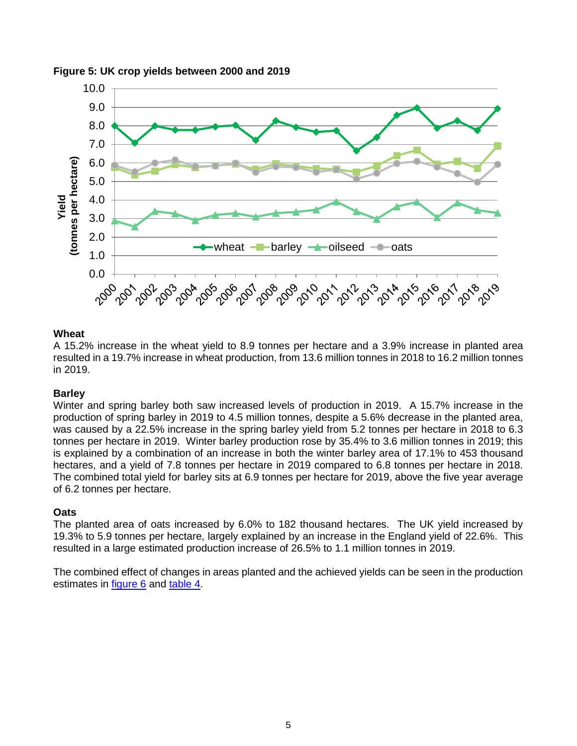**Figure 5: UK crop yields between 2000 and 2019**

### Wheat

A 15.2% increase in the wheat yield to 8.9 tonnes per hectare and a 3.9% increase in planted area resulted in a 19.7% increase in wheat production, from 13.6 million tonnes in 2018 to 16.2 million tonnes in 2019.

### Barley

Winter and spring barley both saw increased levels of production in 2019. A 15.7% increase in the production of spring barley in 2019 to 4.5 million tonnes, despite a 5.6% decrease in the planted area, was caused by a 22.5% increase in the spring barley yield from 5.2 tonnes per hectare in 2018 to 6.3 tonnes per hectare in 2019. Winter barley production rose by 35.4% to 3.6 million tonnes in 2019; this is explained by a combination of an increase in both the winter barley area of 17.1% to 453 thousand hectares, and a yield of 7.8 tonnes per hectare in 2019 compared to 6.8 tonnes per hectare in 2018. The combined total yield for barley sits at 6.9 tonnes per hectare for 2019, above the five year average of 6.2 tonnes per hectare.

### Oats

The planted area of oats increased by 6.0% to 182 thousand hectares. The UK yield increased by 19.3% to 5.9 tonnes per hectare, largely explained by an increase in the England yield of 22.6%. This resulted in a large estimated production increase of 26.5% to 1.1 million tonnes in 2019.

The combined effect of changes in areas planted and the achieved yields can be seen in the production estimates in figure 6 and table 4.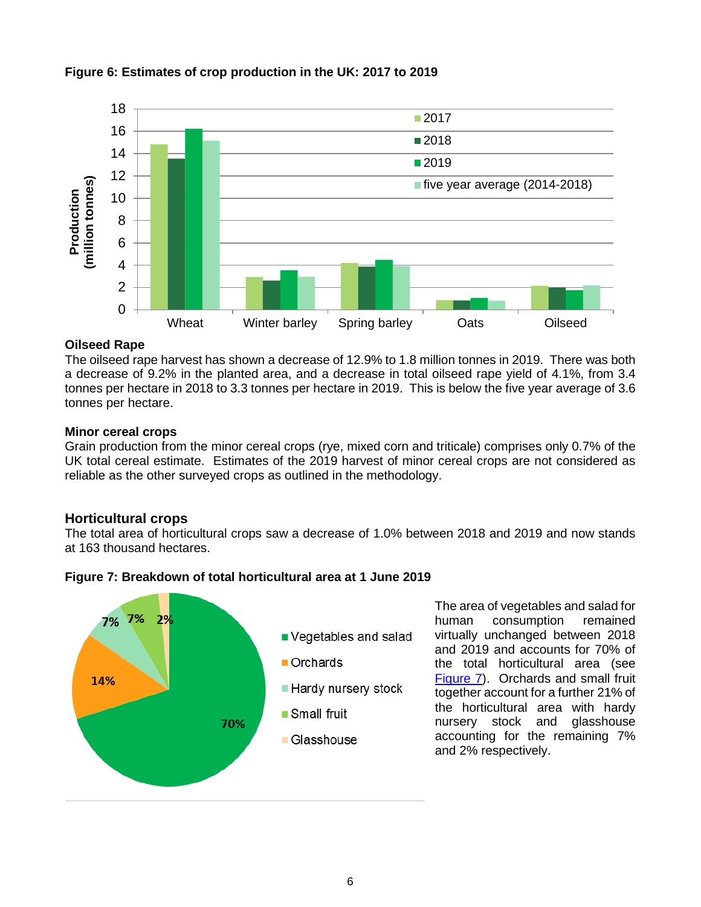**Figure 6: Estimates of crop production in the UK: 2017 to 2019**

### Oilseed Rape

The oilseed rape harvest has shown a decrease of 12.9% to 1.8 million tonnes in 2019. There was both a decrease of 9.2% in the planted area, and a decrease in total oilseed rape yield of 4.1%, from 3.4 tonnes per hectare in 2018 to 3.3 tonnes per hectare in 2019. This is below the five year average of 3.6 tonnes per hectare.

### Minor cereal crops

Grain production from the minor cereal crops (rye, mixed corn and triticale) comprises only 0.7% of the UK total cereal estimate. Estimates of the 2019 harvest of minor cereal crops are not considered as reliable as the other surveyed crops as outlined in the methodology.

## Horticultural crops

The total area of horticultural crops saw a decrease of 1.0% between 2018 and 2019 and now stands at 163 thousand hectares.

**Figure 7: Breakdown of total horticultural area at 1 June 2019**

The area of vegetables and salad for human consumption remained virtually unchanged between 2018 and 2019 and accounts for 70% of the total horticultural area (see Figure 7). Orchards and small fruit together account for a further 21% of the horticultural area with hardy nursery stock and glasshouse accounting for the remaining 7% and 2% respectively.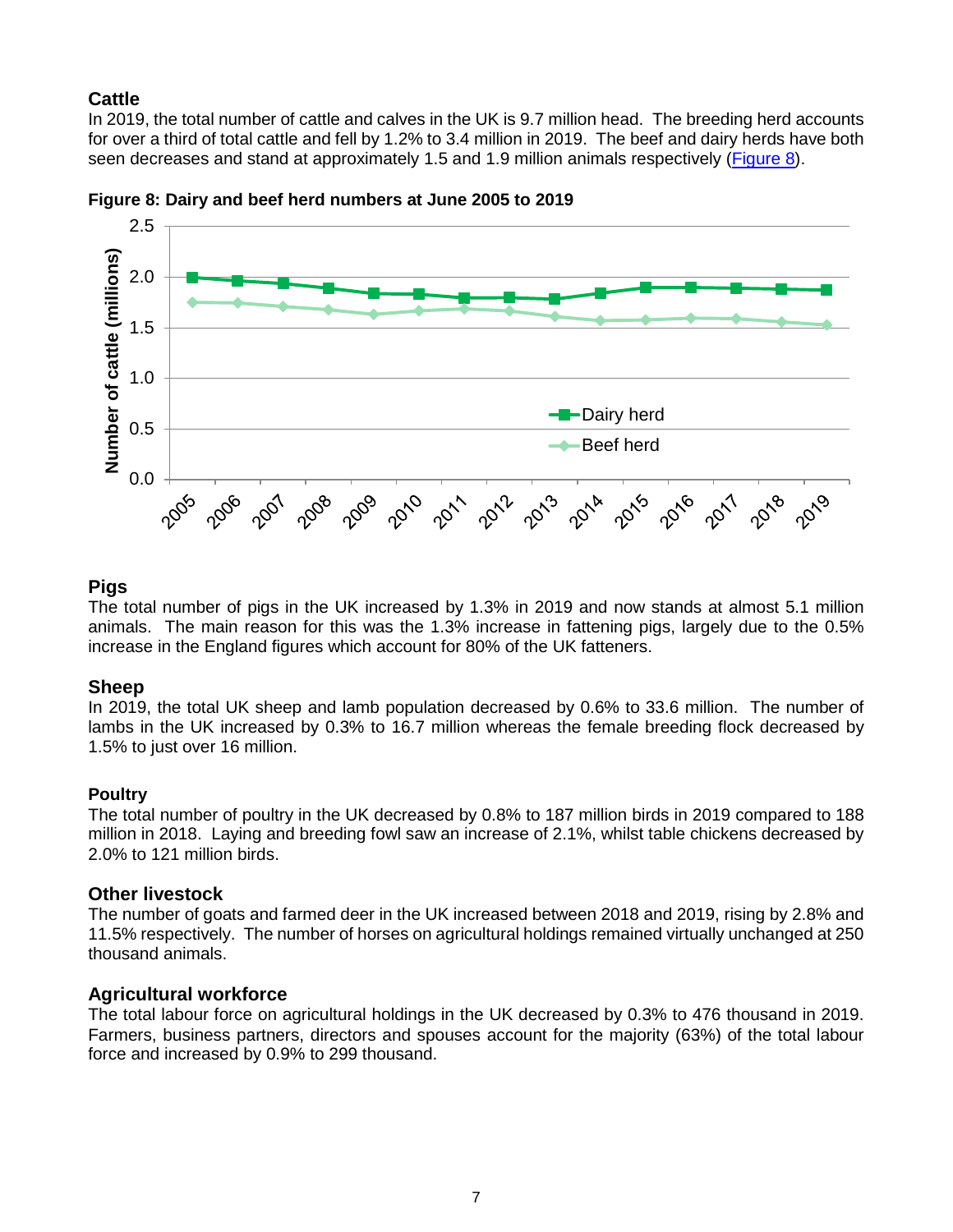## Cattle

In 2019, the total number of cattle and calves in the UK is 9.7 million head. The breeding herd accounts for over a third of total cattle and fell by 1.2% to 3.4 million in 2019. The beef and dairy herds have both seen decreases and stand at approximately 1.5 and 1.9 million animals respectively (Figure 8).

**Figure 8: Dairy and beef herd numbers at June 2005 to 2019**

## Pigs

The total number of pigs in the UK increased by 1.3% in 2019 and now stands at almost 5.1 million animals. The main reason for this was the 1.3% increase in fattening pigs, largely due to the 0.5% increase in the England figures which account for 80% of the UK fatteners.

## Sheep

In 2019, the total UK sheep and lamb population decreased by 0.6% to 33.6 million. The number of lambs in the UK increased by 0.3% to 16.7 million whereas the female breeding flock decreased by 1.5% to just over 16 million.

## Poultry

The total number of poultry in the UK decreased by 0.8% to 187 million birds in 2019 compared to 188 million in 2018. Laying and breeding fowl saw an increase of 2.1%, whilst table chickens decreased by 2.0% to 121 million birds.

## Other livestock

The number of goats and farmed deer in the UK increased between 2018 and 2019, rising by 2.8% and 11.5% respectively. The number of horses on agricultural holdings remained virtually unchanged at 250 thousand animals.

## Agricultural workforce

The total labour force on agricultural holdings in the UK decreased by 0.3% to 476 thousand in 2019. Farmers, business partners, directors and spouses account for the majority (63%) of the total labour force and increased by 0.9% to 299 thousand.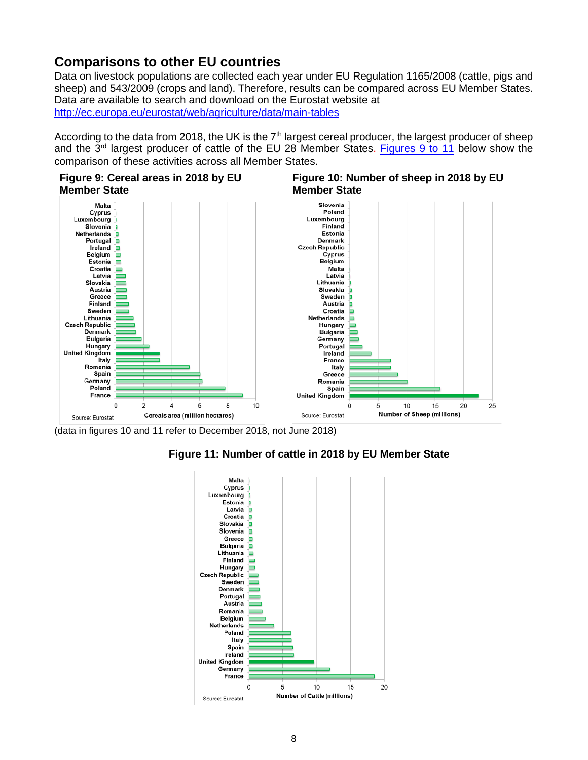## Comparisons to other EU countries

Data on livestock populations are collected each year under EU Regulation 1165/2008 (cattle, pigs and sheep) and 543/2009 (crops and land). Therefore, results can be compared across EU Member States. Data are available to search and download on the Eurostat website at http://ec.europa.eu/eurostat/web/agriculture/data/main-tables

According to the data from 2018, the UK is the 7th largest cereal producer, the largest producer of sheep and the 3rd largest producer of cattle of the EU 28 Member States. Figures 9 to 11 below show the comparison of these activities across all Member States.

**Figure 9: Cereal areas in 2018 by EU Member State**

Source: Eurostat

**Figure 10: Number of sheep in 2018 by EU Member State**

Source: Eurostat

(data in figures 10 and 11 refer to December 2018, not June 2018)

**Figure 11: Number of cattle in 2018 by EU Member State**

Source: Eurostat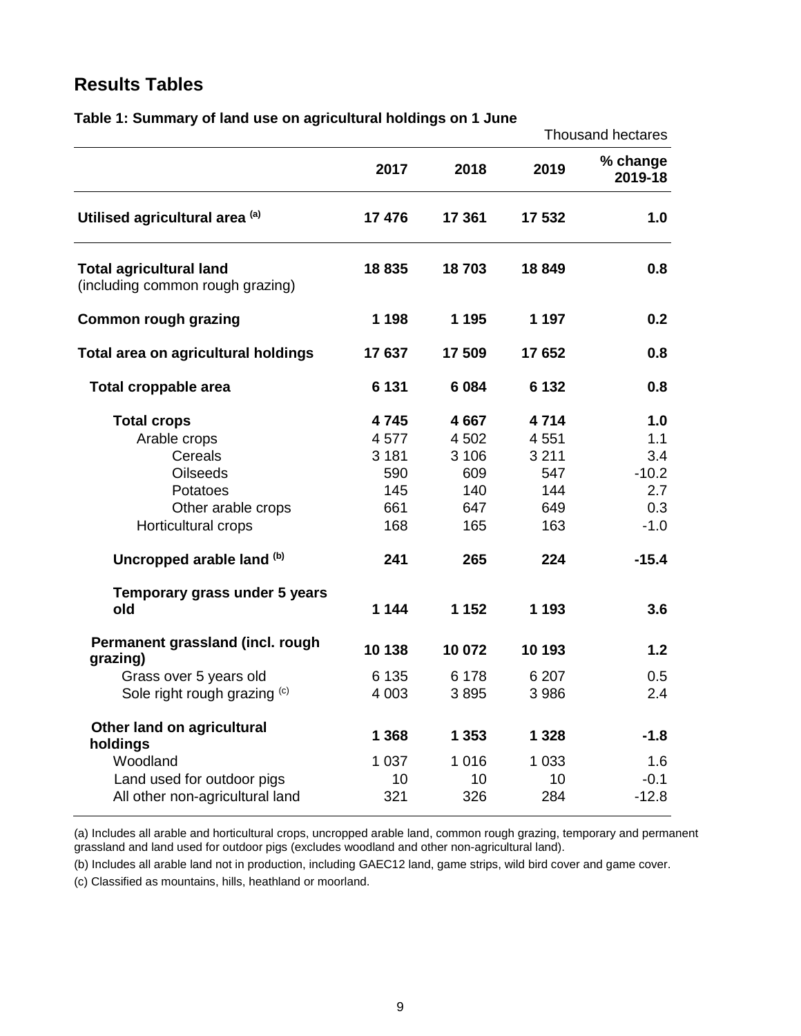## Results Tables

**Table 1: Summary of land use on agricultural holdings on 1 June**

Thousand hectares

| | 2017 | 2018 | 2019 | % change 2019-18 |
|---|---|---|---|---|
| **Utilised agricultural area** [(a)] | **17 476** | **17 361** | **17 532** | **1.0** |
| **Total agricultural land** (including common rough grazing) | **18 835** | **18 703** | **18 849** | **0.8** |
| **Common rough grazing** | **1 198** | **1 195** | **1 197** | **0.2** |
| **Total area on agricultural holdings** | **17 637** | **17 509** | **17 652** | **0.8** |
| **Total croppable area** | **6 131** | **6 084** | **6 132** | **0.8** |
| **Total crops** | **4 745** | **4 667** | **4 714** | **1.0** |
| Arable crops | 4 577 | 4 502 | 4 551 | 1.1 |
| Cereals | 3 181 | 3 106 | 3 211 | 3.4 |
| Oilseeds | 590 | 609 | 547 | -10.2 |
| Potatoes | 145 | 140 | 144 | 2.7 |
| Other arable crops | 661 | 647 | 649 | 0.3 |
| Horticultural crops | 168 | 165 | 163 | -1.0 |
| **Uncropped arable land** [(b)] | **241** | **265** | **224** | **-15.4** |
| **Temporary grass under 5 years old** | **1 144** | **1 152** | **1 193** | **3.6** |
| **Permanent grassland (incl. rough grazing)** | **10 138** | **10 072** | **10 193** | **1.2** |
| Grass over 5 years old | 6 135 | 6 178 | 6 207 | 0.5 |
| Sole right rough grazing [(c)] | 4 003 | 3 895 | 3 986 | 2.4 |
| **Other land on agricultural holdings** | **1 368** | **1 353** | **1 328** | **-1.8** |
| Woodland | 1 037 | 1 016 | 1 033 | 1.6 |
| Land used for outdoor pigs | 10 | 10 | 10 | -0.1 |
| All other non-agricultural land | 321 | 326 | 284 | -12.8 |

(a) Includes all arable and horticultural crops, uncropped arable land, common rough grazing, temporary and permanent grassland and land used for outdoor pigs (excludes woodland and other non-agricultural land).

(b) Includes all arable land not in production, including GAEC12 land, game strips, wild bird cover and game cover.

(c) Classified as mountains, hills, heathland or moorland.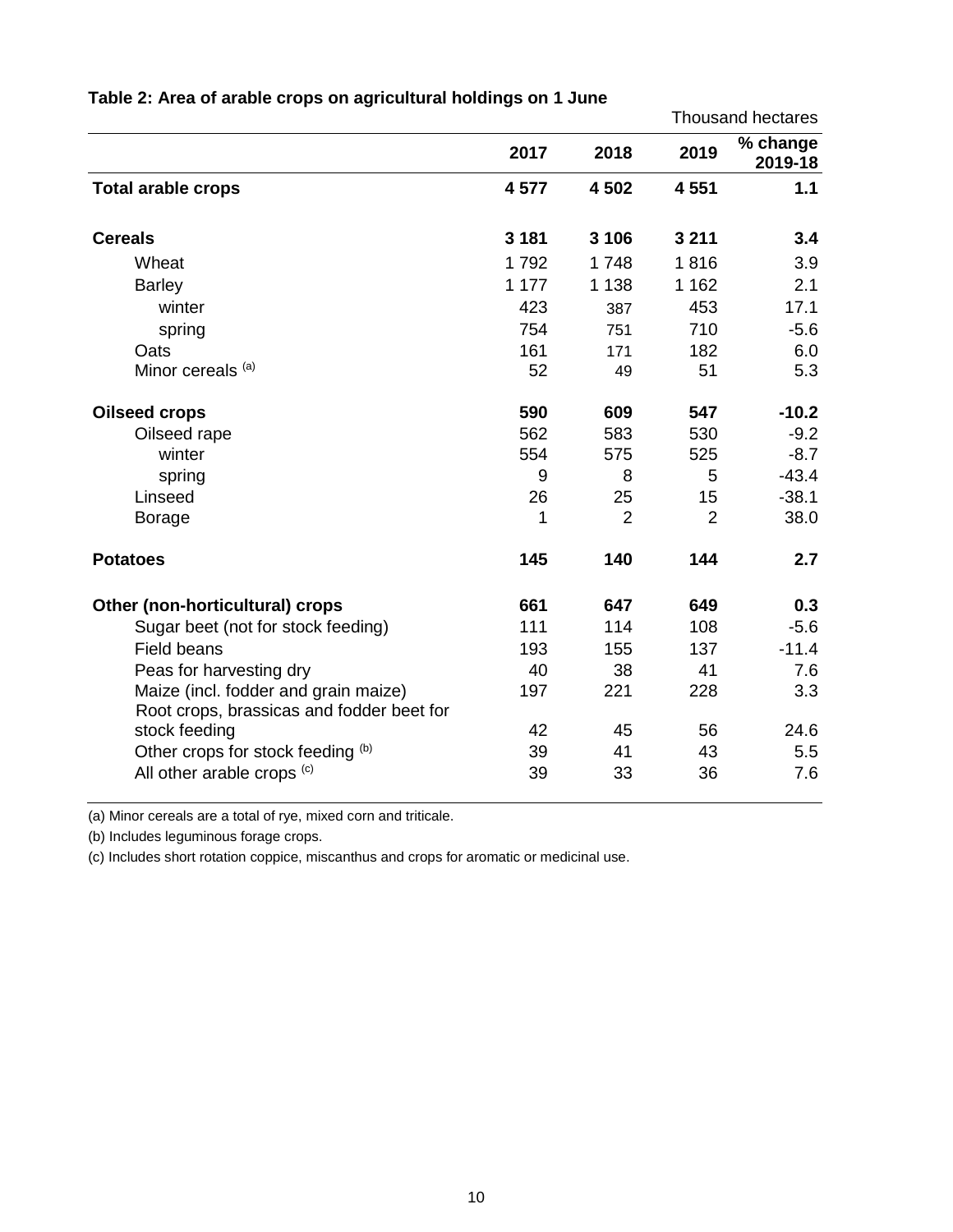**Table 2: Area of arable crops on agricultural holdings on 1 June**

Thousand hectares

| | 2017 | 2018 | 2019 | % change 2019-18 |
|---|---|---|---|---|
| **Total arable crops** | **4 577** | **4 502** | **4 551** | **1.1** |
| | | | | |
| **Cereals** | **3 181** | **3 106** | **3 211** | **3.4** |
| Wheat | 1 792 | 1 748 | 1 816 | 3.9 |
| Barley | 1 177 | 1 138 | 1 162 | 2.1 |
| winter | 423 | 387 | 453 | 17.1 |
| spring | 754 | 751 | 710 | -5.6 |
| Oats | 161 | 171 | 182 | 6.0 |
| Minor cereals [(a)] | 52 | 49 | 51 | 5.3 |
| | | | | |
| **Oilseed crops** | **590** | **609** | **547** | **-10.2** |
| Oilseed rape | 562 | 583 | 530 | -9.2 |
| winter | 554 | 575 | 525 | -8.7 |
| spring | 9 | 8 | 5 | -43.4 |
| Linseed | 26 | 25 | 15 | -38.1 |
| Borage | 1 | 2 | 2 | 38.0 |
| | | | | |
| **Potatoes** | **145** | **140** | **144** | **2.7** |
| | | | | |
| **Other (non-horticultural) crops** | **661** | **647** | **649** | **0.3** |
| Sugar beet (not for stock feeding) | 111 | 114 | 108 | -5.6 |
| Field beans | 193 | 155 | 137 | -11.4 |
| Peas for harvesting dry | 40 | 38 | 41 | 7.6 |
| Maize (incl. fodder and grain maize) | 197 | 221 | 228 | 3.3 |
| Root crops, brassicas and fodder beet for stock feeding | 42 | 45 | 56 | 24.6 |
| Other crops for stock feeding [(b)] | 39 | 41 | 43 | 5.5 |
| All other arable crops [(c)] | 39 | 33 | 36 | 7.6 |

(a) Minor cereals are a total of rye, mixed corn and triticale.

(b) Includes leguminous forage crops.

(c) Includes short rotation coppice, miscanthus and crops for aromatic or medicinal use.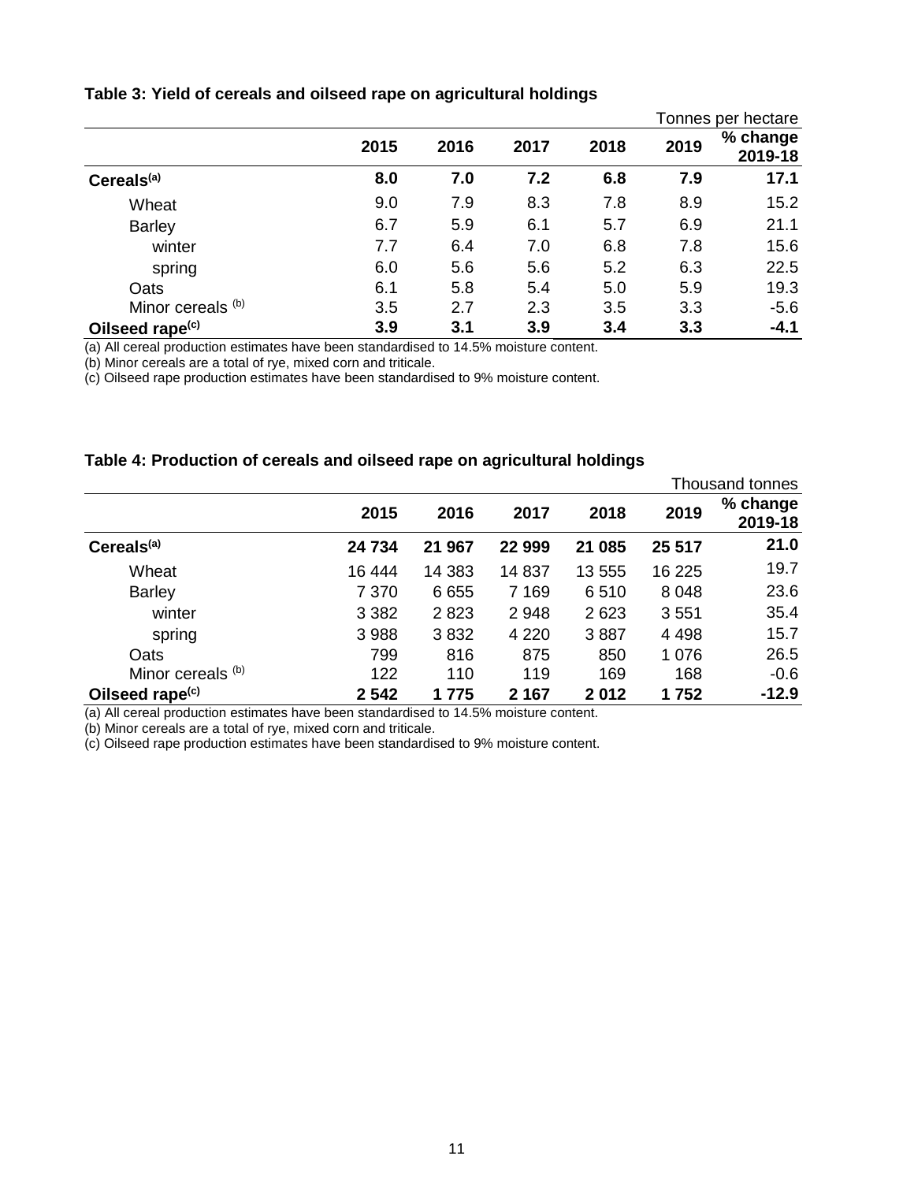**Table 3: Yield of cereals and oilseed rape on agricultural holdings**

Tonnes per hectare

| | 2015 | 2016 | 2017 | 2018 | 2019 | % change 2019-18 |
|---|---|---|---|---|---|---|
| **Cereals[(a)]** | **8.0** | **7.0** | **7.2** | **6.8** | **7.9** | **17.1** |
| Wheat | 9.0 | 7.9 | 8.3 | 7.8 | 8.9 | 15.2 |
| Barley | 6.7 | 5.9 | 6.1 | 5.7 | 6.9 | 21.1 |
| winter | 7.7 | 6.4 | 7.0 | 6.8 | 7.8 | 15.6 |
| spring | 6.0 | 5.6 | 5.6 | 5.2 | 6.3 | 22.5 |
| Oats | 6.1 | 5.8 | 5.4 | 5.0 | 5.9 | 19.3 |
| Minor cereals [(b)] | 3.5 | 2.7 | 2.3 | 3.5 | 3.3 | -5.6 |
| **Oilseed rape[(c)]** | **3.9** | **3.1** | **3.9** | **3.4** | **3.3** | **-4.1** |

(a) All cereal production estimates have been standardised to 14.5% moisture content.
(b) Minor cereals are a total of rye, mixed corn and triticale.
(c) Oilseed rape production estimates have been standardised to 9% moisture content.

**Table 4: Production of cereals and oilseed rape on agricultural holdings**

Thousand tonnes

| | 2015 | 2016 | 2017 | 2018 | 2019 | % change 2019-18 |
|---|---|---|---|---|---|---|
| **Cereals[(a)]** | **24 734** | **21 967** | **22 999** | **21 085** | **25 517** | **21.0** |
| Wheat | 16 444 | 14 383 | 14 837 | 13 555 | 16 225 | 19.7 |
| Barley | 7 370 | 6 655 | 7 169 | 6 510 | 8 048 | 23.6 |
| winter | 3 382 | 2 823 | 2 948 | 2 623 | 3 551 | 35.4 |
| spring | 3 988 | 3 832 | 4 220 | 3 887 | 4 498 | 15.7 |
| Oats | 799 | 816 | 875 | 850 | 1 076 | 26.5 |
| Minor cereals [(b)] | 122 | 110 | 119 | 169 | 168 | -0.6 |
| **Oilseed rape[(c)]** | **2 542** | **1 775** | **2 167** | **2 012** | **1 752** | **-12.9** |

(a) All cereal production estimates have been standardised to 14.5% moisture content.
(b) Minor cereals are a total of rye, mixed corn and triticale.
(c) Oilseed rape production estimates have been standardised to 9% moisture content.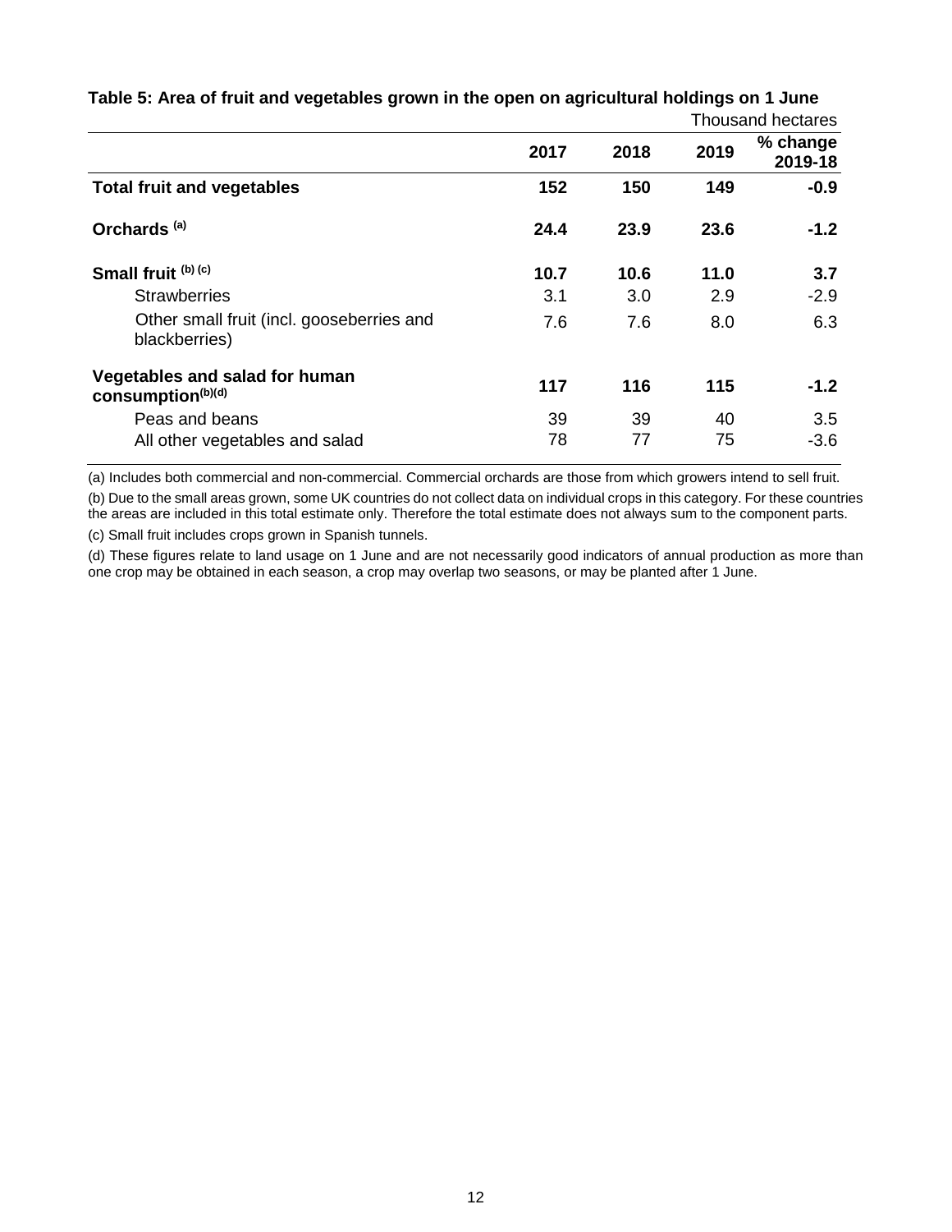**Table 5: Area of fruit and vegetables grown in the open on agricultural holdings on 1 June**

Thousand hectares

| | 2017 | 2018 | 2019 | % change 2019-18 |
|---|---|---|---|---|
| **Total fruit and vegetables** | **152** | **150** | **149** | **-0.9** |
| **Orchards [(a)]** | **24.4** | **23.9** | **23.6** | **-1.2** |
| **Small fruit [(b) (c)]** | **10.7** | **10.6** | **11.0** | **3.7** |
| Strawberries | 3.1 | 3.0 | 2.9 | -2.9 |
| Other small fruit (incl. gooseberries and blackberries) | 7.6 | 7.6 | 8.0 | 6.3 |
| **Vegetables and salad for human consumption[(b)(d)]** | **117** | **116** | **115** | **-1.2** |
| Peas and beans | 39 | 39 | 40 | 3.5 |
| All other vegetables and salad | 78 | 77 | 75 | -3.6 |

(a) Includes both commercial and non-commercial. Commercial orchards are those from which growers intend to sell fruit.

(b) Due to the small areas grown, some UK countries do not collect data on individual crops in this category. For these countries the areas are included in this total estimate only. Therefore the total estimate does not always sum to the component parts.

(c) Small fruit includes crops grown in Spanish tunnels.

(d) These figures relate to land usage on 1 June and are not necessarily good indicators of annual production as more than one crop may be obtained in each season, a crop may overlap two seasons, or may be planted after 1 June.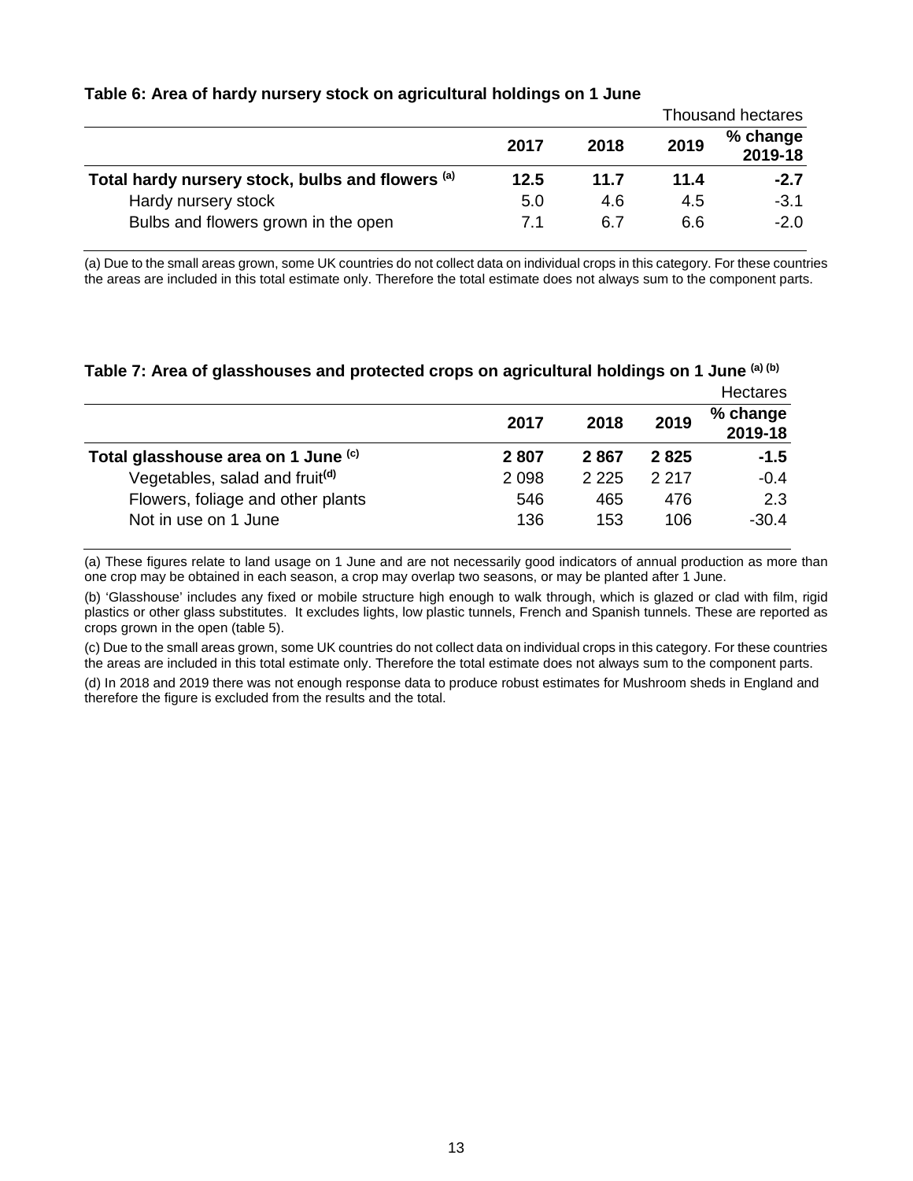**Table 6: Area of hardy nursery stock on agricultural holdings on 1 June**

Thousand hectares

| | 2017 | 2018 | 2019 | % change 2019-18 |
|---|---|---|---|---|
| **Total hardy nursery stock, bulbs and flowers [(a)]** | **12.5** | **11.7** | **11.4** | **-2.7** |
| Hardy nursery stock | 5.0 | 4.6 | 4.5 | -3.1 |
| Bulbs and flowers grown in the open | 7.1 | 6.7 | 6.6 | -2.0 |

(a) Due to the small areas grown, some UK countries do not collect data on individual crops in this category. For these countries the areas are included in this total estimate only. Therefore the total estimate does not always sum to the component parts.

**Table 7: Area of glasshouses and protected crops on agricultural holdings on 1 June [(a) (b)]**

Hectares

| | 2017 | 2018 | 2019 | % change 2019-18 |
|---|---|---|---|---|
| **Total glasshouse area on 1 June [(c)]** | **2 807** | **2 867** | **2 825** | **-1.5** |
| Vegetables, salad and fruit[(d)] | 2 098 | 2 225 | 2 217 | -0.4 |
| Flowers, foliage and other plants | 546 | 465 | 476 | 2.3 |
| Not in use on 1 June | 136 | 153 | 106 | -30.4 |

(a) These figures relate to land usage on 1 June and are not necessarily good indicators of annual production as more than one crop may be obtained in each season, a crop may overlap two seasons, or may be planted after 1 June.

(b) 'Glasshouse' includes any fixed or mobile structure high enough to walk through, which is glazed or clad with film, rigid plastics or other glass substitutes. It excludes lights, low plastic tunnels, French and Spanish tunnels. These are reported as crops grown in the open (table 5).

(c) Due to the small areas grown, some UK countries do not collect data on individual crops in this category. For these countries the areas are included in this total estimate only. Therefore the total estimate does not always sum to the component parts.

(d) In 2018 and 2019 there was not enough response data to produce robust estimates for Mushroom sheds in England and therefore the figure is excluded from the results and the total.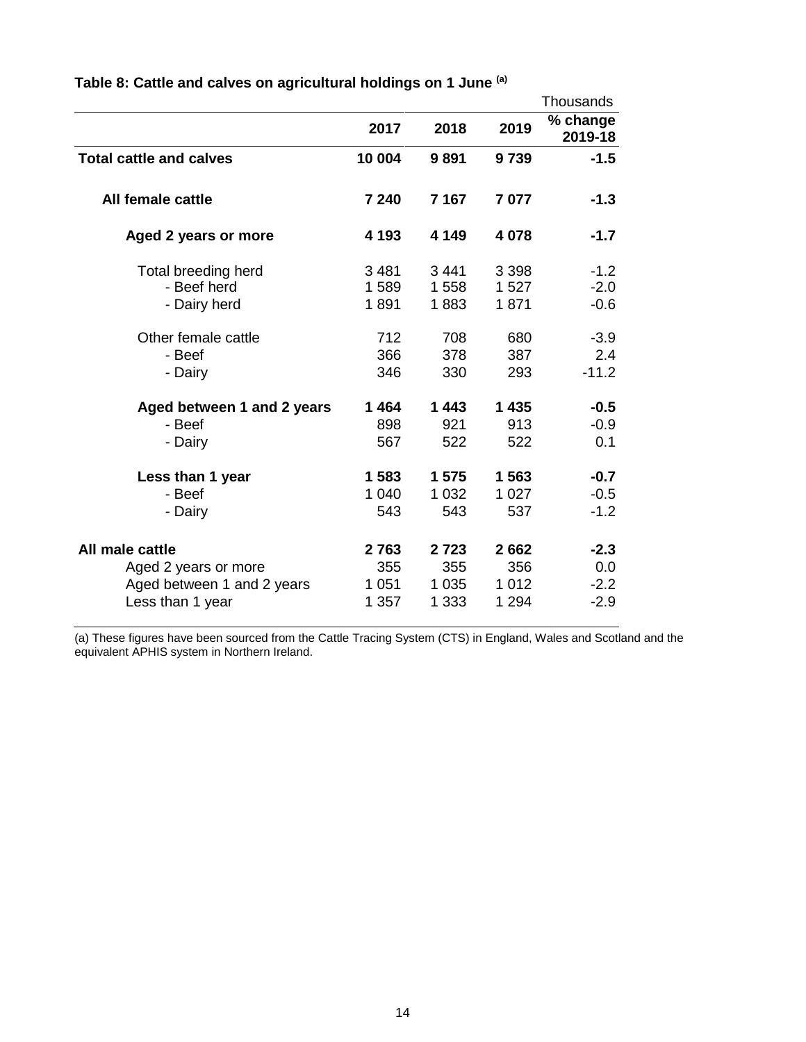**Table 8: Cattle and calves on agricultural holdings on 1 June [(a)]**

Thousands

| | 2017 | 2018 | 2019 | % change 2019-18 |
|---|---|---|---|---|
| **Total cattle and calves** | **10 004** | **9 891** | **9 739** | **-1.5** |
| **All female cattle** | **7 240** | **7 167** | **7 077** | **-1.3** |
| **Aged 2 years or more** | **4 193** | **4 149** | **4 078** | **-1.7** |
| Total breeding herd | 3 481 | 3 441 | 3 398 | -1.2 |
| - Beef herd | 1 589 | 1 558 | 1 527 | -2.0 |
| - Dairy herd | 1 891 | 1 883 | 1 871 | -0.6 |
| Other female cattle | 712 | 708 | 680 | -3.9 |
| - Beef | 366 | 378 | 387 | 2.4 |
| - Dairy | 346 | 330 | 293 | -11.2 |
| **Aged between 1 and 2 years** | **1 464** | **1 443** | **1 435** | **-0.5** |
| - Beef | 898 | 921 | 913 | -0.9 |
| - Dairy | 567 | 522 | 522 | 0.1 |
| **Less than 1 year** | **1 583** | **1 575** | **1 563** | **-0.7** |
| - Beef | 1 040 | 1 032 | 1 027 | -0.5 |
| - Dairy | 543 | 543 | 537 | -1.2 |
| **All male cattle** | **2 763** | **2 723** | **2 662** | **-2.3** |
| Aged 2 years or more | 355 | 355 | 356 | 0.0 |
| Aged between 1 and 2 years | 1 051 | 1 035 | 1 012 | -2.2 |
| Less than 1 year | 1 357 | 1 333 | 1 294 | -2.9 |

(a) These figures have been sourced from the Cattle Tracing System (CTS) in England, Wales and Scotland and the equivalent APHIS system in Northern Ireland.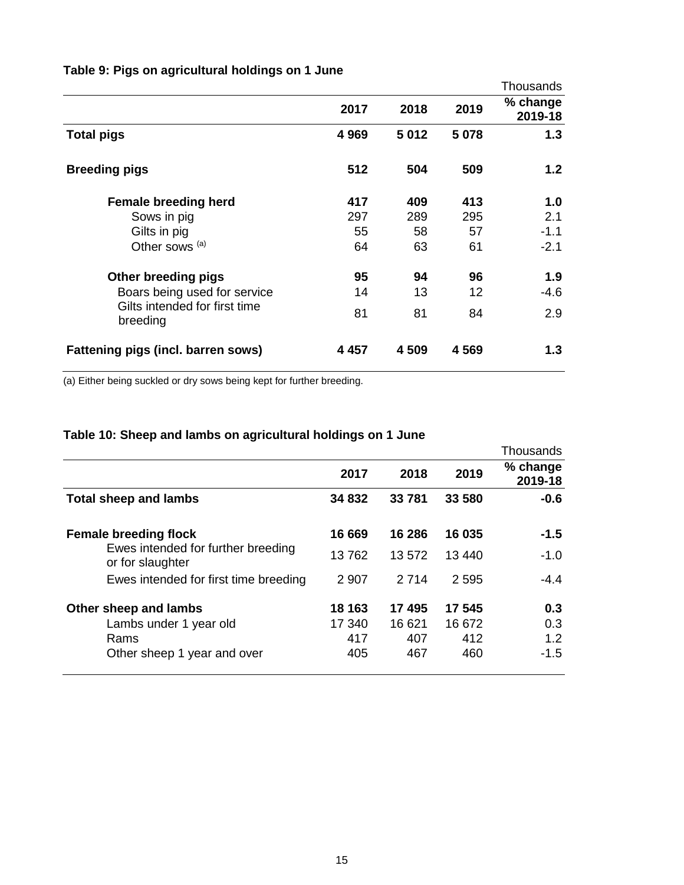**Table 9: Pigs on agricultural holdings on 1 June**

Thousands

| | 2017 | 2018 | 2019 | % change 2019-18 |
|---|---|---|---|---|
| **Total pigs** | **4 969** | **5 012** | **5 078** | **1.3** |
| **Breeding pigs** | **512** | **504** | **509** | **1.2** |
| **Female breeding herd** | **417** | **409** | **413** | **1.0** |
| Sows in pig | 297 | 289 | 295 | 2.1 |
| Gilts in pig | 55 | 58 | 57 | -1.1 |
| Other sows [(a)] | 64 | 63 | 61 | -2.1 |
| **Other breeding pigs** | **95** | **94** | **96** | **1.9** |
| Boars being used for service | 14 | 13 | 12 | -4.6 |
| Gilts intended for first time breeding | 81 | 81 | 84 | 2.9 |
| **Fattening pigs (incl. barren sows)** | **4 457** | **4 509** | **4 569** | **1.3** |

(a) Either being suckled or dry sows being kept for further breeding.

**Table 10: Sheep and lambs on agricultural holdings on 1 June**

Thousands

| | 2017 | 2018 | 2019 | % change 2019-18 |
|---|---|---|---|---|
| **Total sheep and lambs** | **34 832** | **33 781** | **33 580** | **-0.6** |
| **Female breeding flock** | **16 669** | **16 286** | **16 035** | **-1.5** |
| Ewes intended for further breeding or for slaughter | 13 762 | 13 572 | 13 440 | -1.0 |
| Ewes intended for first time breeding | 2 907 | 2 714 | 2 595 | -4.4 |
| **Other sheep and lambs** | **18 163** | **17 495** | **17 545** | **0.3** |
| Lambs under 1 year old | 17 340 | 16 621 | 16 672 | 0.3 |
| Rams | 417 | 407 | 412 | 1.2 |
| Other sheep 1 year and over | 405 | 467 | 460 | -1.5 |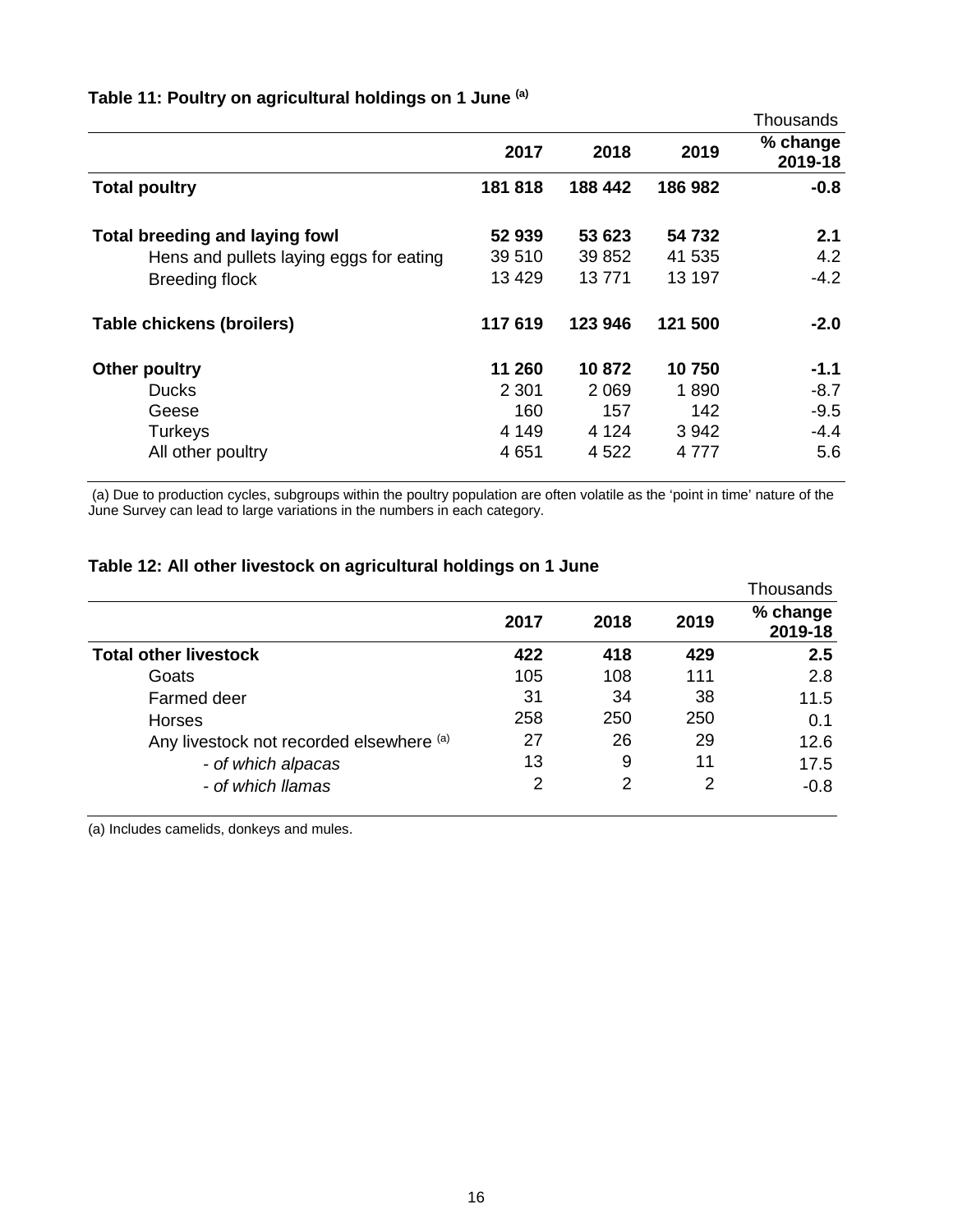### Table 11: Poultry on agricultural holdings on 1 June [(a)]

Thousands

| | 2017 | 2018 | 2019 | % change 2019-18 |
|---|---|---|---|---|
| **Total poultry** | **181 818** | **188 442** | **186 982** | **-0.8** |
| **Total breeding and laying fowl** | **52 939** | **53 623** | **54 732** | **2.1** |
| Hens and pullets laying eggs for eating | 39 510 | 39 852 | 41 535 | 4.2 |
| Breeding flock | 13 429 | 13 771 | 13 197 | -4.2 |
| **Table chickens (broilers)** | **117 619** | **123 946** | **121 500** | **-2.0** |
| **Other poultry** | **11 260** | **10 872** | **10 750** | **-1.1** |
| Ducks | 2 301 | 2 069 | 1 890 | -8.7 |
| Geese | 160 | 157 | 142 | -9.5 |
| Turkeys | 4 149 | 4 124 | 3 942 | -4.4 |
| All other poultry | 4 651 | 4 522 | 4 777 | 5.6 |

(a) Due to production cycles, subgroups within the poultry population are often volatile as the 'point in time' nature of the June Survey can lead to large variations in the numbers in each category.

### Table 12: All other livestock on agricultural holdings on 1 June

Thousands

| | 2017 | 2018 | 2019 | % change 2019-18 |
|---|---|---|---|---|
| **Total other livestock** | **422** | **418** | **429** | **2.5** |
| Goats | 105 | 108 | 111 | 2.8 |
| Farmed deer | 31 | 34 | 38 | 11.5 |
| Horses | 258 | 250 | 250 | 0.1 |
| Any livestock not recorded elsewhere [(a)] | 27 | 26 | 29 | 12.6 |
| *- of which alpacas* | 13 | 9 | 11 | 17.5 |
| *- of which llamas* | 2 | 2 | 2 | -0.8 |

(a) Includes camelids, donkeys and mules.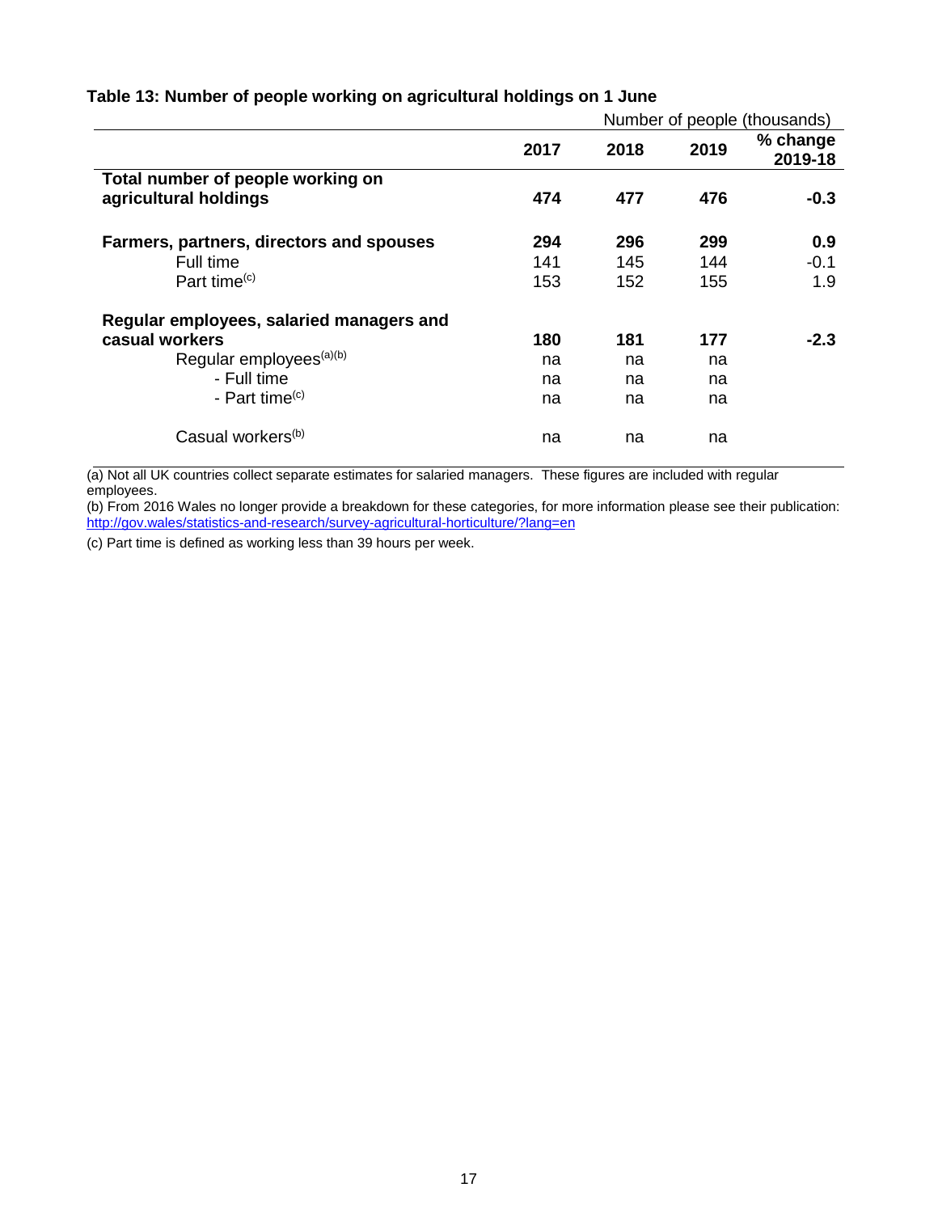**Table 13: Number of people working on agricultural holdings on 1 June**

| | Number of people (thousands) | | | |
|---|---|---|---|---|
| | **2017** | **2018** | **2019** | **% change 2019-18** |
| **Total number of people working on agricultural holdings** | **474** | **477** | **476** | **-0.3** |
| **Farmers, partners, directors and spouses** | **294** | **296** | **299** | **0.9** |
| Full time | 141 | 145 | 144 | -0.1 |
| Part time[(c)] | 153 | 152 | 155 | 1.9 |
| **Regular employees, salaried managers and casual workers** | **180** | **181** | **177** | **-2.3** |
| Regular employees[(a)(b)] | na | na | na | |
| - Full time | na | na | na | |
| - Part time[(c)] | na | na | na | |
| Casual workers[(b)] | na | na | na | |

(a) Not all UK countries collect separate estimates for salaried managers. These figures are included with regular employees.

(b) From 2016 Wales no longer provide a breakdown for these categories, for more information please see their publication: http://gov.wales/statistics-and-research/survey-agricultural-horticulture/?lang=en

(c) Part time is defined as working less than 39 hours per week.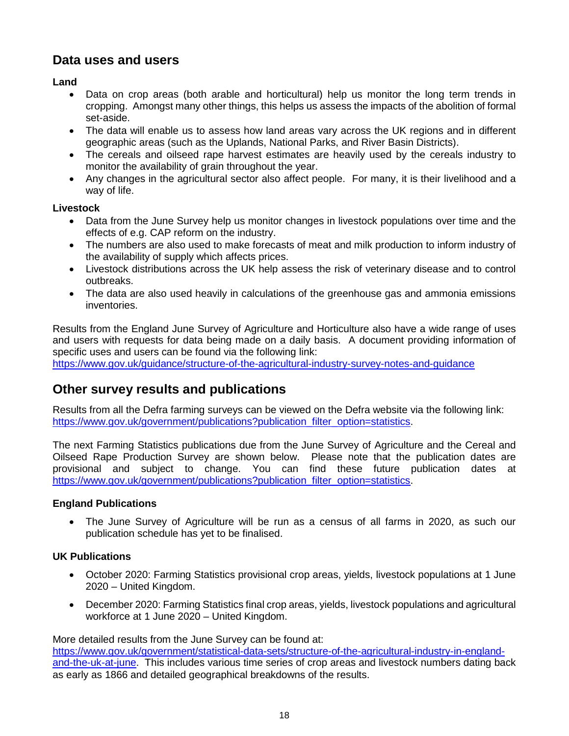## Data uses and users

**Land**

- Data on crop areas (both arable and horticultural) help us monitor the long term trends in cropping. Amongst many other things, this helps us assess the impacts of the abolition of formal set-aside.
- The data will enable us to assess how land areas vary across the UK regions and in different geographic areas (such as the Uplands, National Parks, and River Basin Districts).
- The cereals and oilseed rape harvest estimates are heavily used by the cereals industry to monitor the availability of grain throughout the year.
- Any changes in the agricultural sector also affect people. For many, it is their livelihood and a way of life.

**Livestock**

- Data from the June Survey help us monitor changes in livestock populations over time and the effects of e.g. CAP reform on the industry.
- The numbers are also used to make forecasts of meat and milk production to inform industry of the availability of supply which affects prices.
- Livestock distributions across the UK help assess the risk of veterinary disease and to control outbreaks.
- The data are also used heavily in calculations of the greenhouse gas and ammonia emissions inventories.

Results from the England June Survey of Agriculture and Horticulture also have a wide range of uses and users with requests for data being made on a daily basis. A document providing information of specific uses and users can be found via the following link:
https://www.gov.uk/guidance/structure-of-the-agricultural-industry-survey-notes-and-guidance

## Other survey results and publications

Results from all the Defra farming surveys can be viewed on the Defra website via the following link: https://www.gov.uk/government/publications?publication_filter_option=statistics.

The next Farming Statistics publications due from the June Survey of Agriculture and the Cereal and Oilseed Rape Production Survey are shown below. Please note that the publication dates are provisional and subject to change. You can find these future publication dates at https://www.gov.uk/government/publications?publication_filter_option=statistics.

**England Publications**

- The June Survey of Agriculture will be run as a census of all farms in 2020, as such our publication schedule has yet to be finalised.

**UK Publications**

- October 2020: Farming Statistics provisional crop areas, yields, livestock populations at 1 June 2020 – United Kingdom.
- December 2020: Farming Statistics final crop areas, yields, livestock populations and agricultural workforce at 1 June 2020 – United Kingdom.

More detailed results from the June Survey can be found at:
https://www.gov.uk/government/statistical-data-sets/structure-of-the-agricultural-industry-in-england-and-the-uk-at-june. This includes various time series of crop areas and livestock numbers dating back as early as 1866 and detailed geographical breakdowns of the results.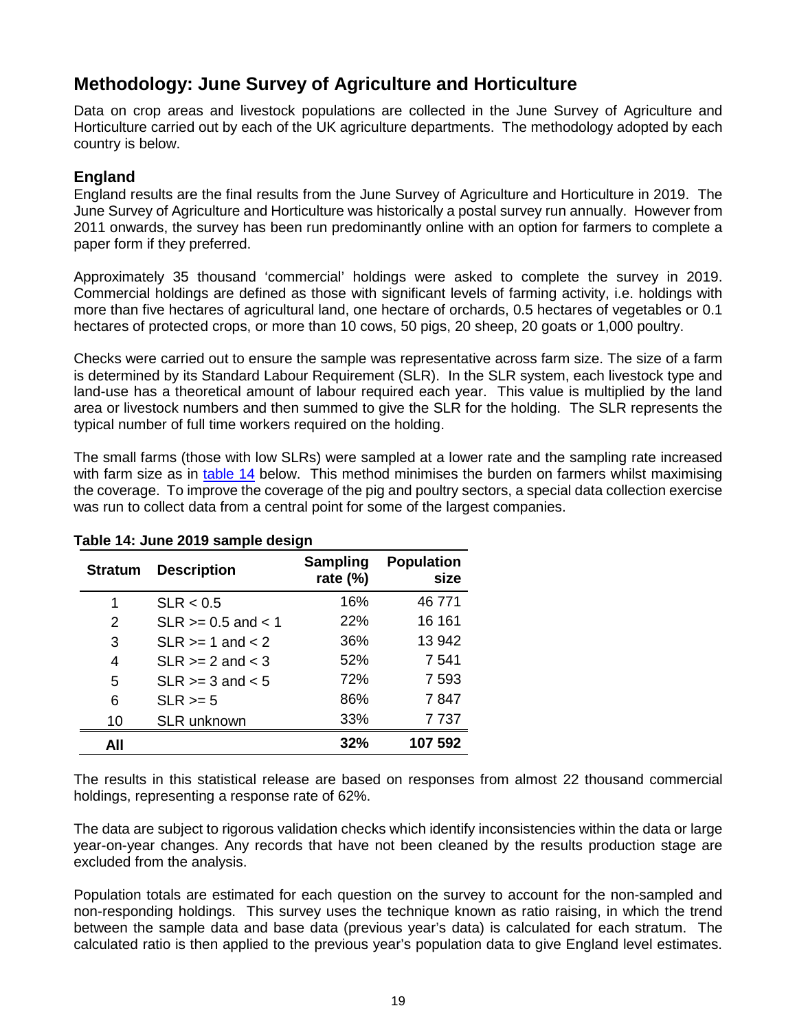## Methodology: June Survey of Agriculture and Horticulture

Data on crop areas and livestock populations are collected in the June Survey of Agriculture and Horticulture carried out by each of the UK agriculture departments. The methodology adopted by each country is below.

### England

England results are the final results from the June Survey of Agriculture and Horticulture in 2019. The June Survey of Agriculture and Horticulture was historically a postal survey run annually. However from 2011 onwards, the survey has been run predominantly online with an option for farmers to complete a paper form if they preferred.

Approximately 35 thousand 'commercial' holdings were asked to complete the survey in 2019. Commercial holdings are defined as those with significant levels of farming activity, i.e. holdings with more than five hectares of agricultural land, one hectare of orchards, 0.5 hectares of vegetables or 0.1 hectares of protected crops, or more than 10 cows, 50 pigs, 20 sheep, 20 goats or 1,000 poultry.

Checks were carried out to ensure the sample was representative across farm size. The size of a farm is determined by its Standard Labour Requirement (SLR). In the SLR system, each livestock type and land-use has a theoretical amount of labour required each year. This value is multiplied by the land area or livestock numbers and then summed to give the SLR for the holding. The SLR represents the typical number of full time workers required on the holding.

The small farms (those with low SLRs) were sampled at a lower rate and the sampling rate increased with farm size as in table 14 below. This method minimises the burden on farmers whilst maximising the coverage. To improve the coverage of the pig and poultry sectors, a special data collection exercise was run to collect data from a central point for some of the largest companies.

**Table 14: June 2019 sample design**

| Stratum | Description | Sampling rate (%) | Population size |
|---|---|---|---|
| 1 | SLR < 0.5 | 16% | 46 771 |
| 2 | SLR >= 0.5 and < 1 | 22% | 16 161 |
| 3 | SLR >= 1 and < 2 | 36% | 13 942 |
| 4 | SLR >= 2 and < 3 | 52% | 7 541 |
| 5 | SLR >= 3 and < 5 | 72% | 7 593 |
| 6 | SLR >= 5 | 86% | 7 847 |
| 10 | SLR unknown | 33% | 7 737 |
| **All** | | **32%** | **107 592** |

The results in this statistical release are based on responses from almost 22 thousand commercial holdings, representing a response rate of 62%.

The data are subject to rigorous validation checks which identify inconsistencies within the data or large year-on-year changes. Any records that have not been cleaned by the results production stage are excluded from the analysis.

Population totals are estimated for each question on the survey to account for the non-sampled and non-responding holdings. This survey uses the technique known as ratio raising, in which the trend between the sample data and base data (previous year's data) is calculated for each stratum. The calculated ratio is then applied to the previous year's population data to give England level estimates.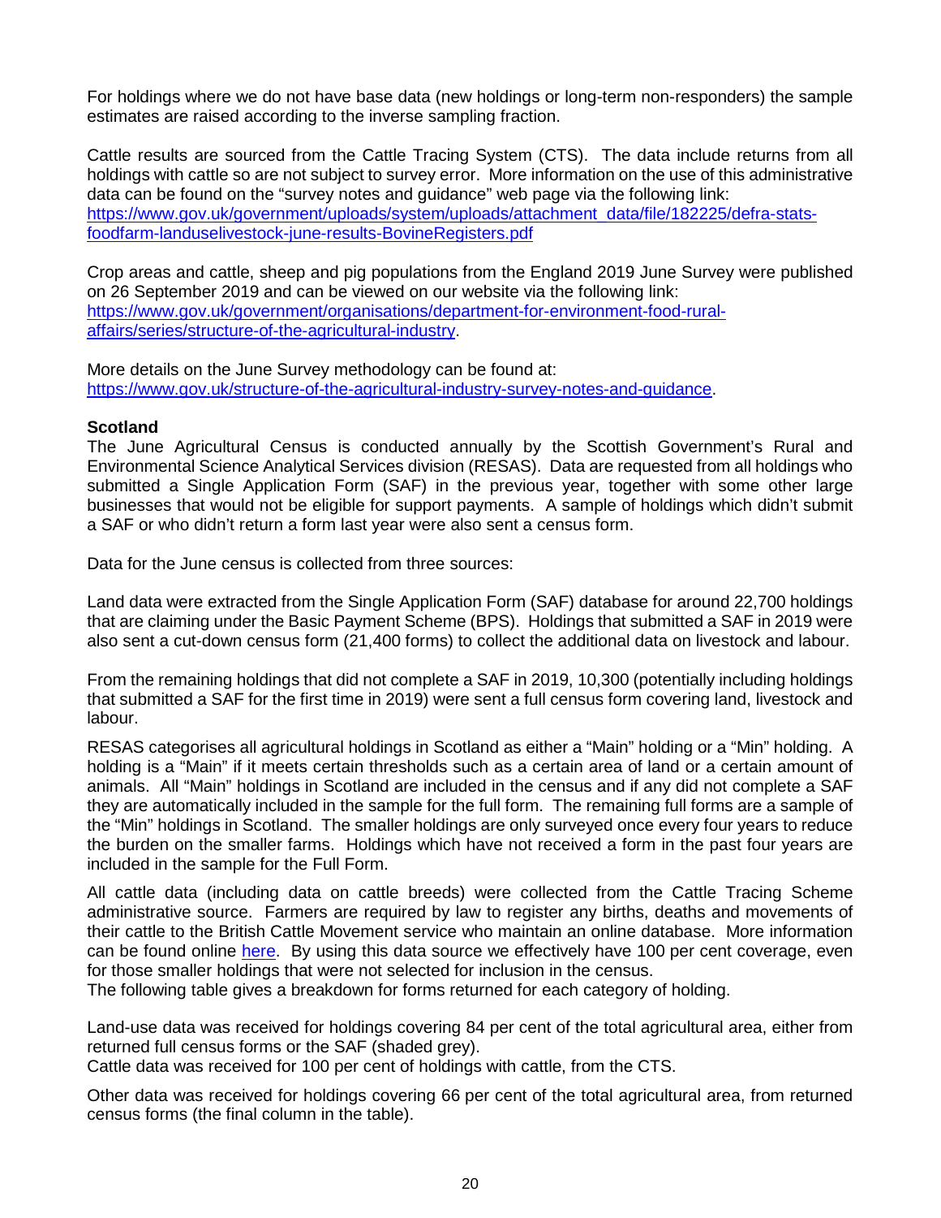For holdings where we do not have base data (new holdings or long-term non-responders) the sample estimates are raised according to the inverse sampling fraction.

Cattle results are sourced from the Cattle Tracing System (CTS). The data include returns from all holdings with cattle so are not subject to survey error. More information on the use of this administrative data can be found on the "survey notes and guidance" web page via the following link: [https://www.gov.uk/government/uploads/system/uploads/attachment_data/file/182225/defra-stats-foodfarm-landuselivestock-june-results-BovineRegisters.pdf](https://www.gov.uk/government/uploads/system/uploads/attachment_data/file/182225/defra-stats-foodfarm-landuselivestock-june-results-BovineRegisters.pdf)

Crop areas and cattle, sheep and pig populations from the England 2019 June Survey were published on 26 September 2019 and can be viewed on our website via the following link: [https://www.gov.uk/government/organisations/department-for-environment-food-rural-affairs/series/structure-of-the-agricultural-industry](https://www.gov.uk/government/organisations/department-for-environment-food-rural-affairs/series/structure-of-the-agricultural-industry).

More details on the June Survey methodology can be found at: [https://www.gov.uk/structure-of-the-agricultural-industry-survey-notes-and-guidance](https://www.gov.uk/structure-of-the-agricultural-industry-survey-notes-and-guidance).

**Scotland**

The June Agricultural Census is conducted annually by the Scottish Government's Rural and Environmental Science Analytical Services division (RESAS). Data are requested from all holdings who submitted a Single Application Form (SAF) in the previous year, together with some other large businesses that would not be eligible for support payments. A sample of holdings which didn't submit a SAF or who didn't return a form last year were also sent a census form.

Data for the June census is collected from three sources:

Land data were extracted from the Single Application Form (SAF) database for around 22,700 holdings that are claiming under the Basic Payment Scheme (BPS). Holdings that submitted a SAF in 2019 were also sent a cut-down census form (21,400 forms) to collect the additional data on livestock and labour.

From the remaining holdings that did not complete a SAF in 2019, 10,300 (potentially including holdings that submitted a SAF for the first time in 2019) were sent a full census form covering land, livestock and labour.

RESAS categorises all agricultural holdings in Scotland as either a "Main" holding or a "Min" holding. A holding is a "Main" if it meets certain thresholds such as a certain area of land or a certain amount of animals. All "Main" holdings in Scotland are included in the census and if any did not complete a SAF they are automatically included in the sample for the full form. The remaining full forms are a sample of the "Min" holdings in Scotland. The smaller holdings are only surveyed once every four years to reduce the burden on the smaller farms. Holdings which have not received a form in the past four years are included in the sample for the Full Form.

All cattle data (including data on cattle breeds) were collected from the Cattle Tracing Scheme administrative source. Farmers are required by law to register any births, deaths and movements of their cattle to the British Cattle Movement service who maintain an online database. More information can be found online [here](here). By using this data source we effectively have 100 per cent coverage, even for those smaller holdings that were not selected for inclusion in the census.
The following table gives a breakdown for forms returned for each category of holding.

Land-use data was received for holdings covering 84 per cent of the total agricultural area, either from returned full census forms or the SAF (shaded grey).
Cattle data was received for 100 per cent of holdings with cattle, from the CTS.

Other data was received for holdings covering 66 per cent of the total agricultural area, from returned census forms (the final column in the table).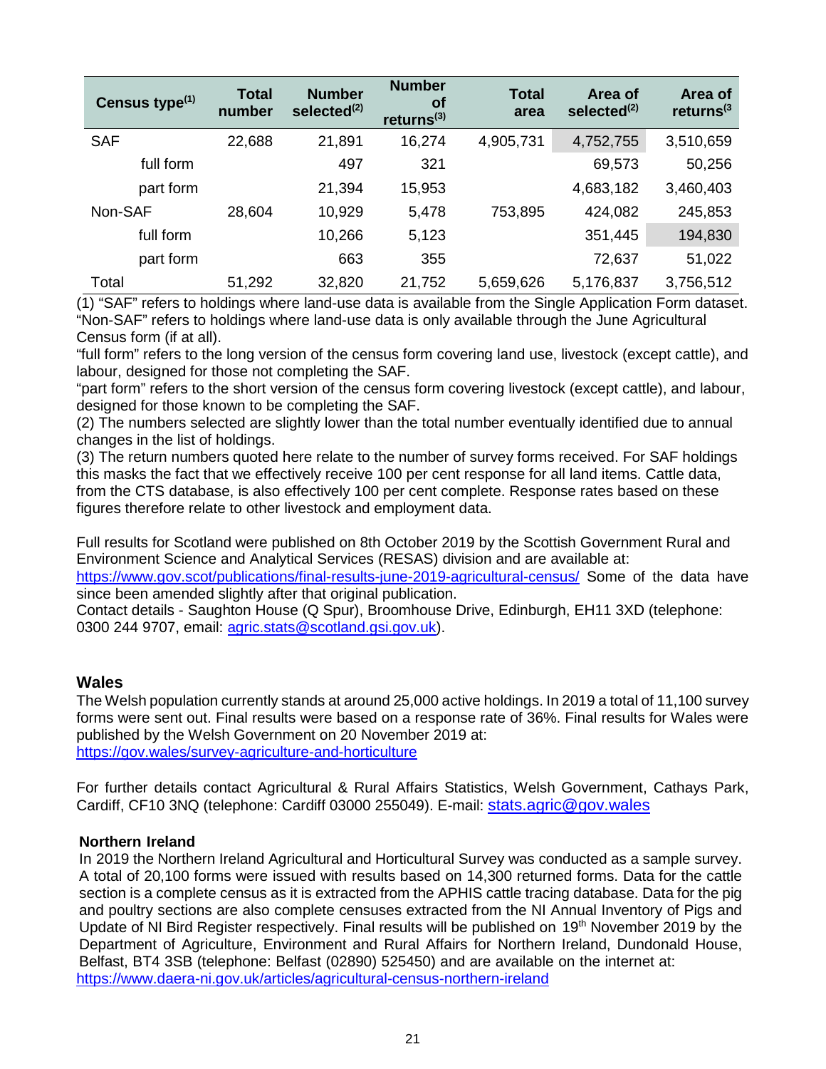| Census type[1] | Total number | Number selected[2] | Number of returns[3] | Total area | Area of selected[2] | Area of returns[3] |
|---|---|---|---|---|---|---|
| SAF | 22,688 | 21,891 | 16,274 | 4,905,731 | 4,752,755 | 3,510,659 |
| full form | | 497 | 321 | | 69,573 | 50,256 |
| part form | | 21,394 | 15,953 | | 4,683,182 | 3,460,403 |
| Non-SAF | 28,604 | 10,929 | 5,478 | 753,895 | 424,082 | 245,853 |
| full form | | 10,266 | 5,123 | | 351,445 | 194,830 |
| part form | | 663 | 355 | | 72,637 | 51,022 |
| Total | 51,292 | 32,820 | 21,752 | 5,659,626 | 5,176,837 | 3,756,512 |

(1) "SAF" refers to holdings where land-use data is available from the Single Application Form dataset. "Non-SAF" refers to holdings where land-use data is only available through the June Agricultural Census form (if at all).
"full form" refers to the long version of the census form covering land use, livestock (except cattle), and labour, designed for those not completing the SAF.
"part form" refers to the short version of the census form covering livestock (except cattle), and labour, designed for those known to be completing the SAF.
(2) The numbers selected are slightly lower than the total number eventually identified due to annual changes in the list of holdings.
(3) The return numbers quoted here relate to the number of survey forms received. For SAF holdings this masks the fact that we effectively receive 100 per cent response for all land items. Cattle data, from the CTS database, is also effectively 100 per cent complete. Response rates based on these figures therefore relate to other livestock and employment data.

Full results for Scotland were published on 8th October 2019 by the Scottish Government Rural and Environment Science and Analytical Services (RESAS) division and are available at: https://www.gov.scot/publications/final-results-june-2019-agricultural-census/ Some of the data have since been amended slightly after that original publication.
Contact details - Saughton House (Q Spur), Broomhouse Drive, Edinburgh, EH11 3XD (telephone: 0300 244 9707, email: agric.stats@scotland.gsi.gov.uk).

## Wales

The Welsh population currently stands at around 25,000 active holdings. In 2019 a total of 11,100 survey forms were sent out. Final results were based on a response rate of 36%. Final results for Wales were published by the Welsh Government on 20 November 2019 at:
https://gov.wales/survey-agriculture-and-horticulture

For further details contact Agricultural & Rural Affairs Statistics, Welsh Government, Cathays Park, Cardiff, CF10 3NQ (telephone: Cardiff 03000 255049). E-mail: stats.agric@gov.wales

## Northern Ireland

In 2019 the Northern Ireland Agricultural and Horticultural Survey was conducted as a sample survey. A total of 20,100 forms were issued with results based on 14,300 returned forms. Data for the cattle section is a complete census as it is extracted from the APHIS cattle tracing database. Data for the pig and poultry sections are also complete censuses extracted from the NI Annual Inventory of Pigs and Update of NI Bird Register respectively. Final results will be published on 19th November 2019 by the Department of Agriculture, Environment and Rural Affairs for Northern Ireland, Dundonald House, Belfast, BT4 3SB (telephone: Belfast (02890) 525450) and are available on the internet at:
https://www.daera-ni.gov.uk/articles/agricultural-census-northern-ireland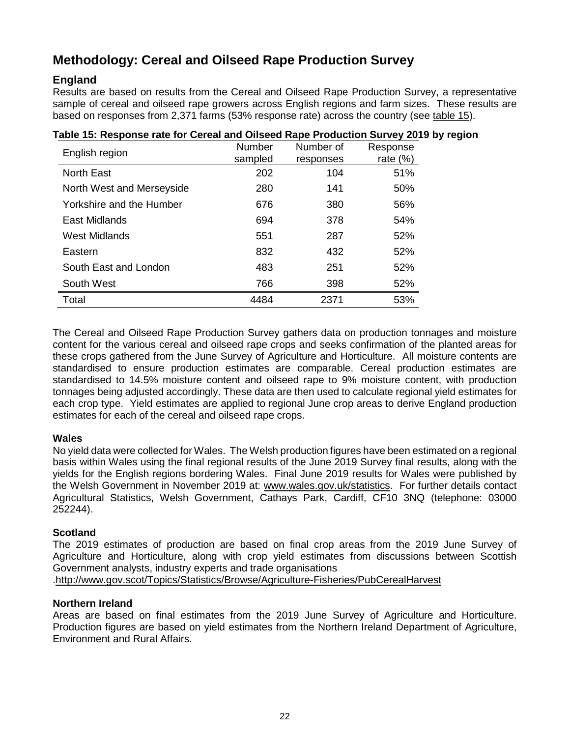# Methodology: Cereal and Oilseed Rape Production Survey

## England

Results are based on results from the Cereal and Oilseed Rape Production Survey, a representative sample of cereal and oilseed rape growers across English regions and farm sizes. These results are based on responses from 2,371 farms (53% response rate) across the country (see table 15).

**Table 15: Response rate for Cereal and Oilseed Rape Production Survey 2019 by region**

| English region | Number sampled | Number of responses | Response rate (%) |
|---|---|---|---|
| North East | 202 | 104 | 51% |
| North West and Merseyside | 280 | 141 | 50% |
| Yorkshire and the Humber | 676 | 380 | 56% |
| East Midlands | 694 | 378 | 54% |
| West Midlands | 551 | 287 | 52% |
| Eastern | 832 | 432 | 52% |
| South East and London | 483 | 251 | 52% |
| South West | 766 | 398 | 52% |
| Total | 4484 | 2371 | 53% |

The Cereal and Oilseed Rape Production Survey gathers data on production tonnages and moisture content for the various cereal and oilseed rape crops and seeks confirmation of the planted areas for these crops gathered from the June Survey of Agriculture and Horticulture. All moisture contents are standardised to ensure production estimates are comparable. Cereal production estimates are standardised to 14.5% moisture content and oilseed rape to 9% moisture content, with production tonnages being adjusted accordingly. These data are then used to calculate regional yield estimates for each crop type. Yield estimates are applied to regional June crop areas to derive England production estimates for each of the cereal and oilseed rape crops.

### Wales

No yield data were collected for Wales. The Welsh production figures have been estimated on a regional basis within Wales using the final regional results of the June 2019 Survey final results, along with the yields for the English regions bordering Wales. Final June 2019 results for Wales were published by the Welsh Government in November 2019 at: www.wales.gov.uk/statistics. For further details contact Agricultural Statistics, Welsh Government, Cathays Park, Cardiff, CF10 3NQ (telephone: 03000 252244).

### Scotland

The 2019 estimates of production are based on final crop areas from the 2019 June Survey of Agriculture and Horticulture, along with crop yield estimates from discussions between Scottish Government analysts, industry experts and trade organisations .http://www.gov.scot/Topics/Statistics/Browse/Agriculture-Fisheries/PubCerealHarvest

### Northern Ireland

Areas are based on final estimates from the 2019 June Survey of Agriculture and Horticulture. Production figures are based on yield estimates from the Northern Ireland Department of Agriculture, Environment and Rural Affairs.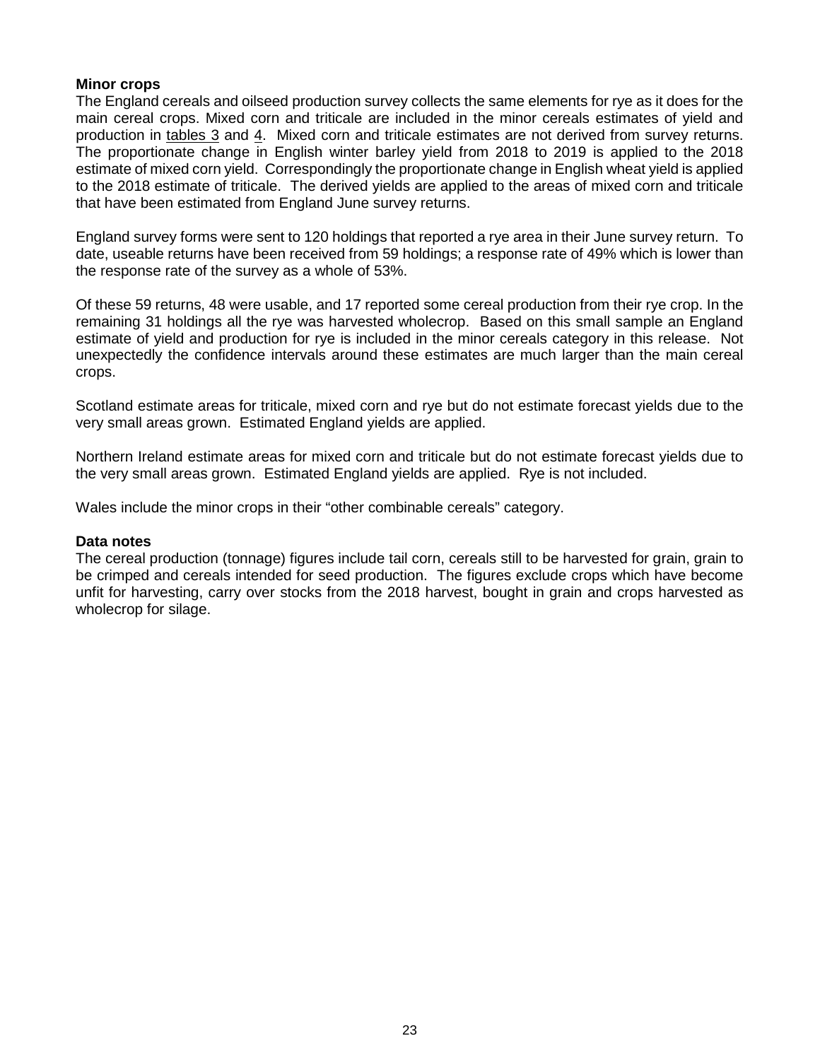### Minor crops

The England cereals and oilseed production survey collects the same elements for rye as it does for the main cereal crops. Mixed corn and triticale are included in the minor cereals estimates of yield and production in tables 3 and 4. Mixed corn and triticale estimates are not derived from survey returns. The proportionate change in English winter barley yield from 2018 to 2019 is applied to the 2018 estimate of mixed corn yield. Correspondingly the proportionate change in English wheat yield is applied to the 2018 estimate of triticale. The derived yields are applied to the areas of mixed corn and triticale that have been estimated from England June survey returns.

England survey forms were sent to 120 holdings that reported a rye area in their June survey return. To date, useable returns have been received from 59 holdings; a response rate of 49% which is lower than the response rate of the survey as a whole of 53%.

Of these 59 returns, 48 were usable, and 17 reported some cereal production from their rye crop. In the remaining 31 holdings all the rye was harvested wholecrop. Based on this small sample an England estimate of yield and production for rye is included in the minor cereals category in this release. Not unexpectedly the confidence intervals around these estimates are much larger than the main cereal crops.

Scotland estimate areas for triticale, mixed corn and rye but do not estimate forecast yields due to the very small areas grown. Estimated England yields are applied.

Northern Ireland estimate areas for mixed corn and triticale but do not estimate forecast yields due to the very small areas grown. Estimated England yields are applied. Rye is not included.

Wales include the minor crops in their "other combinable cereals" category.

### Data notes

The cereal production (tonnage) figures include tail corn, cereals still to be harvested for grain, grain to be crimped and cereals intended for seed production. The figures exclude crops which have become unfit for harvesting, carry over stocks from the 2018 harvest, bought in grain and crops harvested as wholecrop for silage.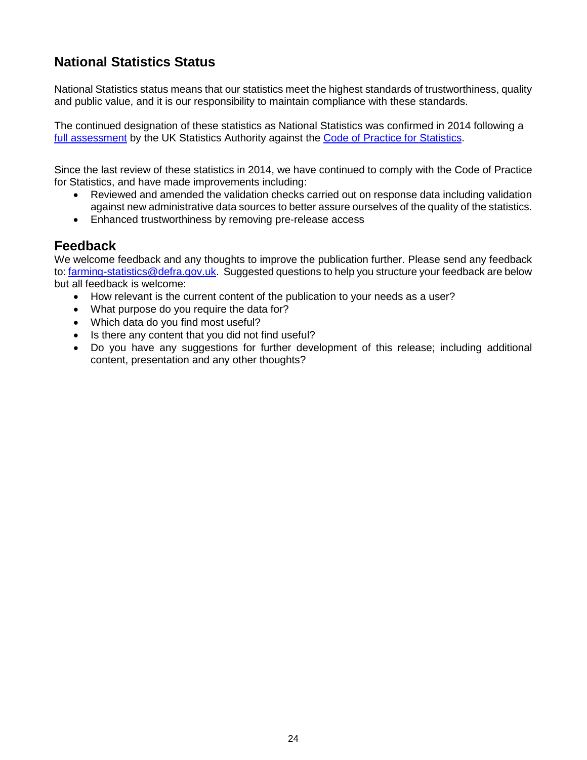## National Statistics Status

National Statistics status means that our statistics meet the highest standards of trustworthiness, quality and public value, and it is our responsibility to maintain compliance with these standards.

The continued designation of these statistics as National Statistics was confirmed in 2014 following a full assessment by the UK Statistics Authority against the Code of Practice for Statistics.

Since the last review of these statistics in 2014, we have continued to comply with the Code of Practice for Statistics, and have made improvements including:

- Reviewed and amended the validation checks carried out on response data including validation against new administrative data sources to better assure ourselves of the quality of the statistics.
- Enhanced trustworthiness by removing pre-release access

## Feedback

We welcome feedback and any thoughts to improve the publication further. Please send any feedback to: farming-statistics@defra.gov.uk. Suggested questions to help you structure your feedback are below but all feedback is welcome:

- How relevant is the current content of the publication to your needs as a user?
- What purpose do you require the data for?
- Which data do you find most useful?
- Is there any content that you did not find useful?
- Do you have any suggestions for further development of this release; including additional content, presentation and any other thoughts?